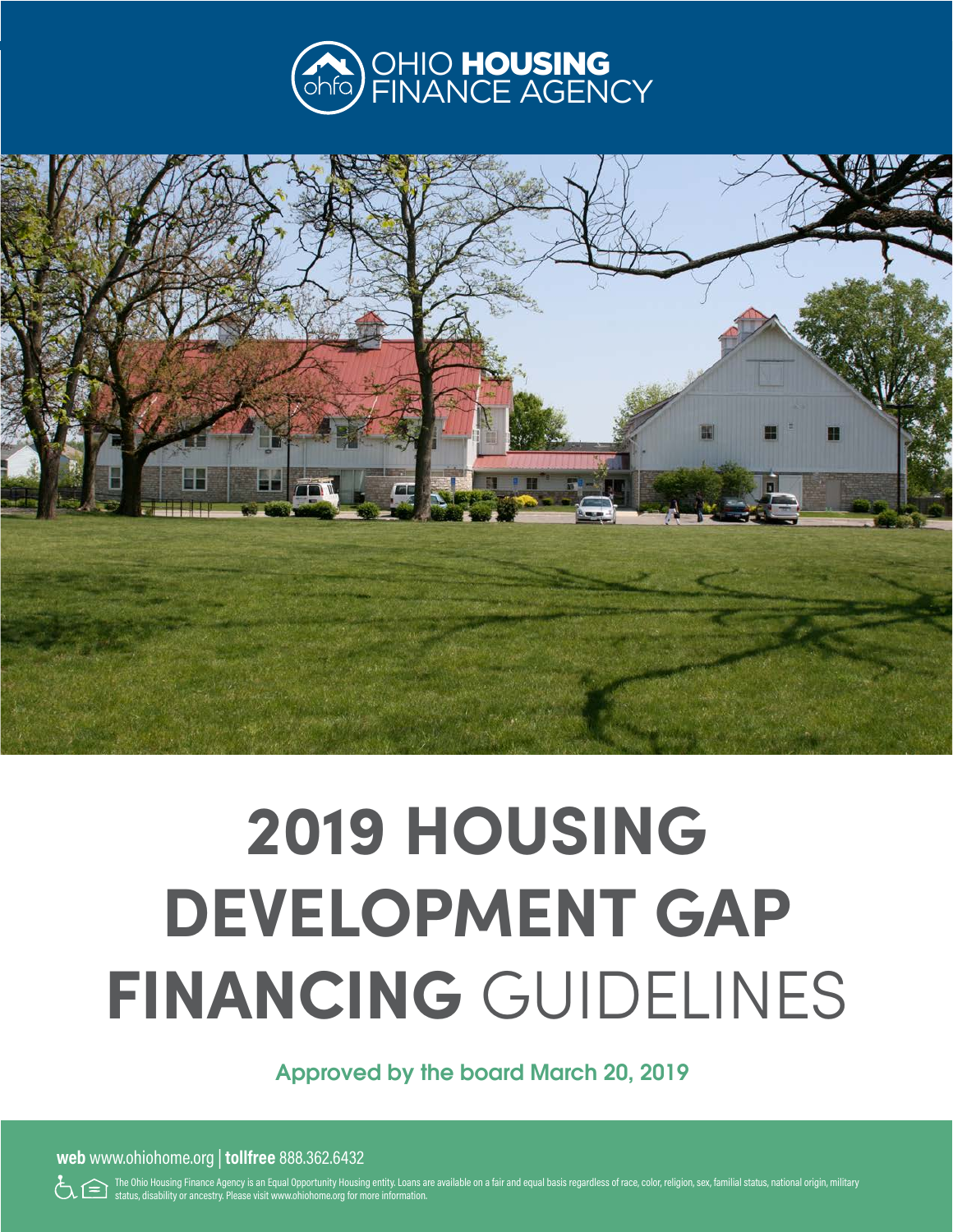OHIO **HOUSING** FINANCE AGENCY

# 2019 HOUSING DEVELOPMENT GAP FINANCING GUIDELINES

**Approved by the board March 20, 2019**

**web** www.ohiohome.org | **tollfree** 888.362.6432

The Ohio Housing Finance Agency is an Equal Opportunity Housing entity. Loans are available on a fair and equal basis regardless of race, color, religion, sex, familial status, national origin, military status, disability or ancestry. Please visit www.ohiohome.org for more information.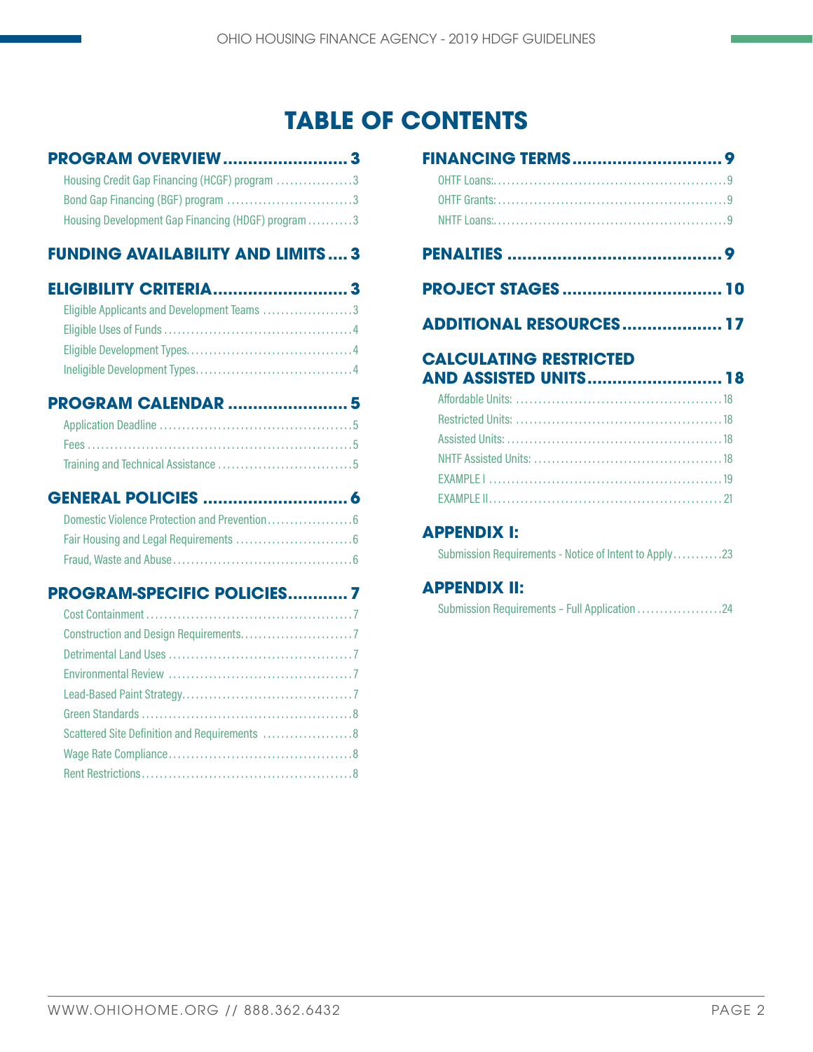# TABLE OF CONTENTS

**PROGRAM OVERVIEW ......................... 3**

- Housing Credit Gap Financing (HCGF) program ................. 3
- Bond Gap Financing (BGF) program ............................ 3
- Housing Development Gap Financing (HDGF) program .......... 3

**FUNDING AVAILABILITY AND LIMITS .... 3**

**ELIGIBILITY CRITERIA........................... 3**

- Eligible Applicants and Development Teams .................... 3
- Eligible Uses of Funds .......................................... 4
- Eligible Development Types..................................... 4
- Ineligible Development Types.................................... 4

**PROGRAM CALENDAR ........................ 5**

- Application Deadline ........................................... 5
- Fees ........................................................... 5
- Training and Technical Assistance .............................. 5

**GENERAL POLICIES ............................ 6**

- Domestic Violence Protection and Prevention................... 6
- Fair Housing and Legal Requirements .......................... 6
- Fraud, Waste and Abuse........................................ 6

**PROGRAM-SPECIFIC POLICIES............ 7**

- Cost Containment .............................................. 7
- Construction and Design Requirements......................... 7
- Detrimental Land Uses ......................................... 7
- Environmental Review ......................................... 7
- Lead-Based Paint Strategy...................................... 7
- Green Standards ................................................ 8
- Scattered Site Definition and Requirements .................... 8
- Wage Rate Compliance......................................... 8
- Rent Restrictions................................................ 8

**FINANCING TERMS............................. 9**

- OHTF Loans:..................................................... 9
- OHTF Grants:.................................................... 9
- NHTF Loans:..................................................... 9

**PENALTIES ........................................... 9**

**PROJECT STAGES ................................ 10**

**ADDITIONAL RESOURCES.................... 17**

**CALCULATING RESTRICTED AND ASSISTED UNITS........................... 18**

- Affordable Units: ............................................. 18
- Restricted Units: ............................................. 18
- Assisted Units: ................................................ 18
- NHTF Assisted Units: .......................................... 18
- EXAMPLE I .................................................... 19
- EXAMPLE II.................................................... 21

**APPENDIX I:**

- Submission Requirements - Notice of Intent to Apply........... 23

**APPENDIX II:**

- Submission Requirements – Full Application ................... 24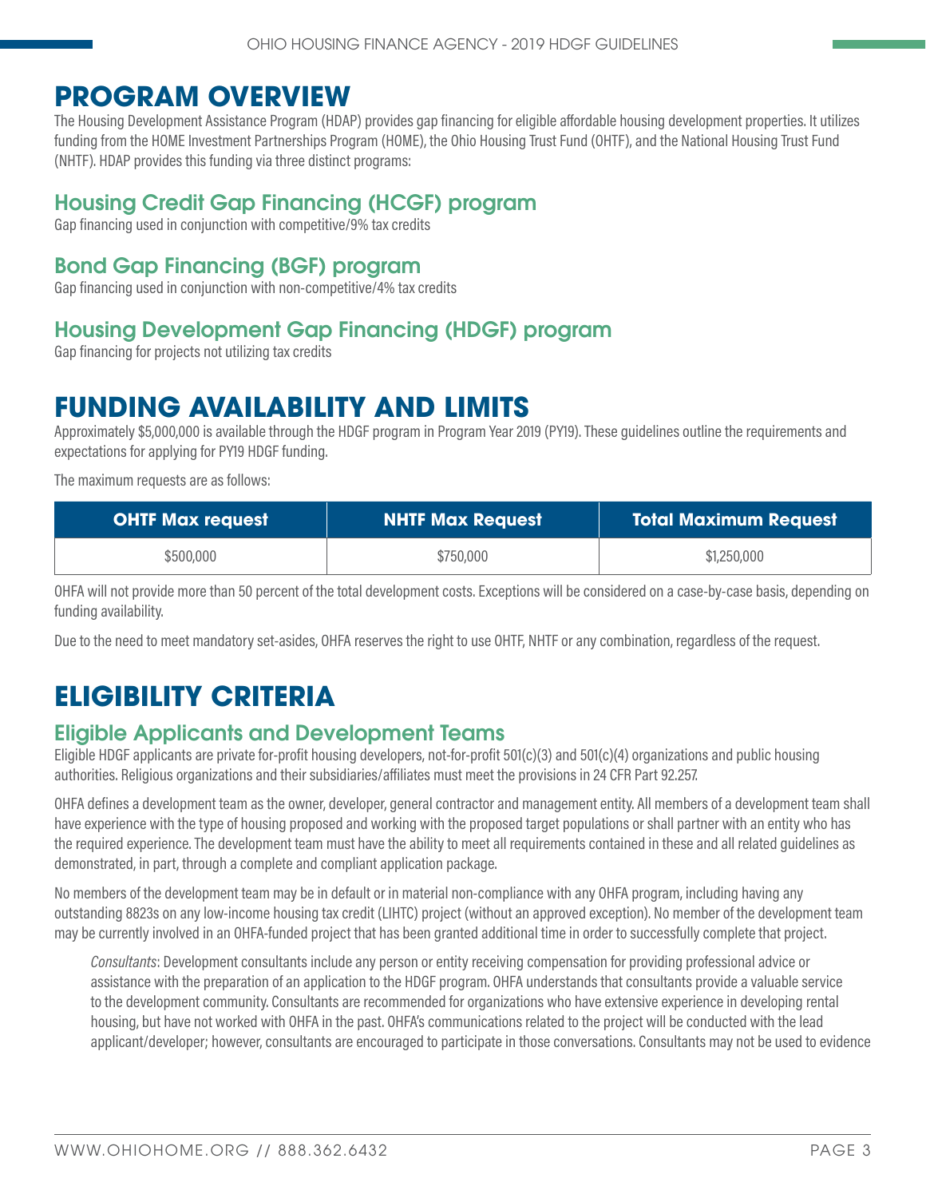# PROGRAM OVERVIEW

The Housing Development Assistance Program (HDAP) provides gap financing for eligible affordable housing development properties. It utilizes funding from the HOME Investment Partnerships Program (HOME), the Ohio Housing Trust Fund (OHTF), and the National Housing Trust Fund (NHTF). HDAP provides this funding via three distinct programs:

## Housing Credit Gap Financing (HCGF) program

Gap financing used in conjunction with competitive/9% tax credits

## Bond Gap Financing (BGF) program

Gap financing used in conjunction with non-competitive/4% tax credits

## Housing Development Gap Financing (HDGF) program

Gap financing for projects not utilizing tax credits

# FUNDING AVAILABILITY AND LIMITS

Approximately $5,000,000 is available through the HDGF program in Program Year 2019 (PY19). These guidelines outline the requirements and expectations for applying for PY19 HDGF funding.

The maximum requests are as follows:

| OHTF Max request | NHTF Max Request | Total Maximum Request |
| --- | --- | --- |
| $500,000 | $750,000 | $1,250,000 |

OHFA will not provide more than 50 percent of the total development costs. Exceptions will be considered on a case-by-case basis, depending on funding availability.

Due to the need to meet mandatory set-asides, OHFA reserves the right to use OHTF, NHTF or any combination, regardless of the request.

# ELIGIBILITY CRITERIA

## Eligible Applicants and Development Teams

Eligible HDGF applicants are private for-profit housing developers, not-for-profit 501(c)(3) and 501(c)(4) organizations and public housing authorities. Religious organizations and their subsidiaries/affiliates must meet the provisions in 24 CFR Part 92.257.

OHFA defines a development team as the owner, developer, general contractor and management entity. All members of a development team shall have experience with the type of housing proposed and working with the proposed target populations or shall partner with an entity who has the required experience. The development team must have the ability to meet all requirements contained in these and all related guidelines as demonstrated, in part, through a complete and compliant application package.

No members of the development team may be in default or in material non-compliance with any OHFA program, including having any outstanding 8823s on any low-income housing tax credit (LIHTC) project (without an approved exception). No member of the development team may be currently involved in an OHFA-funded project that has been granted additional time in order to successfully complete that project.

*Consultants*: Development consultants include any person or entity receiving compensation for providing professional advice or assistance with the preparation of an application to the HDGF program. OHFA understands that consultants provide a valuable service to the development community. Consultants are recommended for organizations who have extensive experience in developing rental housing, but have not worked with OHFA in the past. OHFA's communications related to the project will be conducted with the lead applicant/developer; however, consultants are encouraged to participate in those conversations. Consultants may not be used to evidence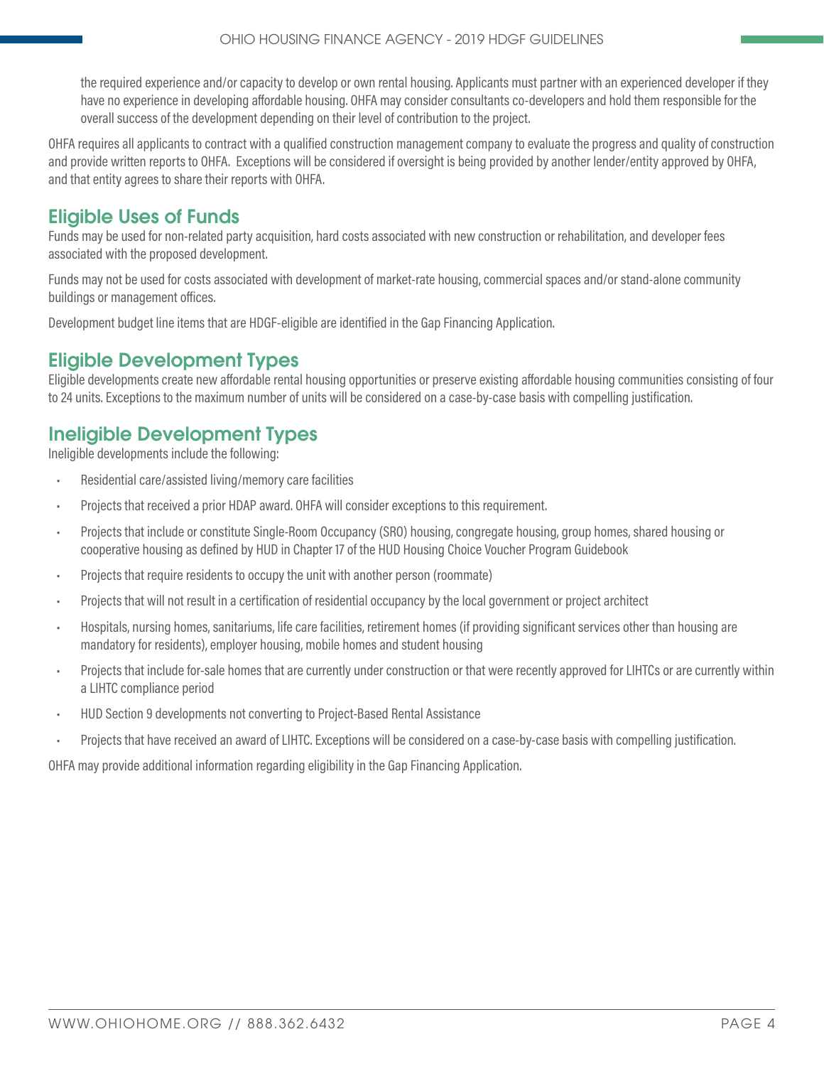the required experience and/or capacity to develop or own rental housing. Applicants must partner with an experienced developer if they have no experience in developing affordable housing. OHFA may consider consultants co-developers and hold them responsible for the overall success of the development depending on their level of contribution to the project.

OHFA requires all applicants to contract with a qualified construction management company to evaluate the progress and quality of construction and provide written reports to OHFA. Exceptions will be considered if oversight is being provided by another lender/entity approved by OHFA, and that entity agrees to share their reports with OHFA.

## Eligible Uses of Funds

Funds may be used for non-related party acquisition, hard costs associated with new construction or rehabilitation, and developer fees associated with the proposed development.

Funds may not be used for costs associated with development of market-rate housing, commercial spaces and/or stand-alone community buildings or management offices.

Development budget line items that are HDGF-eligible are identified in the Gap Financing Application.

## Eligible Development Types

Eligible developments create new affordable rental housing opportunities or preserve existing affordable housing communities consisting of four to 24 units. Exceptions to the maximum number of units will be considered on a case-by-case basis with compelling justification.

## Ineligible Development Types

Ineligible developments include the following:

- Residential care/assisted living/memory care facilities
- Projects that received a prior HDAP award. OHFA will consider exceptions to this requirement.
- Projects that include or constitute Single-Room Occupancy (SRO) housing, congregate housing, group homes, shared housing or cooperative housing as defined by HUD in Chapter 17 of the HUD Housing Choice Voucher Program Guidebook
- Projects that require residents to occupy the unit with another person (roommate)
- Projects that will not result in a certification of residential occupancy by the local government or project architect
- Hospitals, nursing homes, sanitariums, life care facilities, retirement homes (if providing significant services other than housing are mandatory for residents), employer housing, mobile homes and student housing
- Projects that include for-sale homes that are currently under construction or that were recently approved for LIHTCs or are currently within a LIHTC compliance period
- HUD Section 9 developments not converting to Project-Based Rental Assistance
- Projects that have received an award of LIHTC. Exceptions will be considered on a case-by-case basis with compelling justification.

OHFA may provide additional information regarding eligibility in the Gap Financing Application.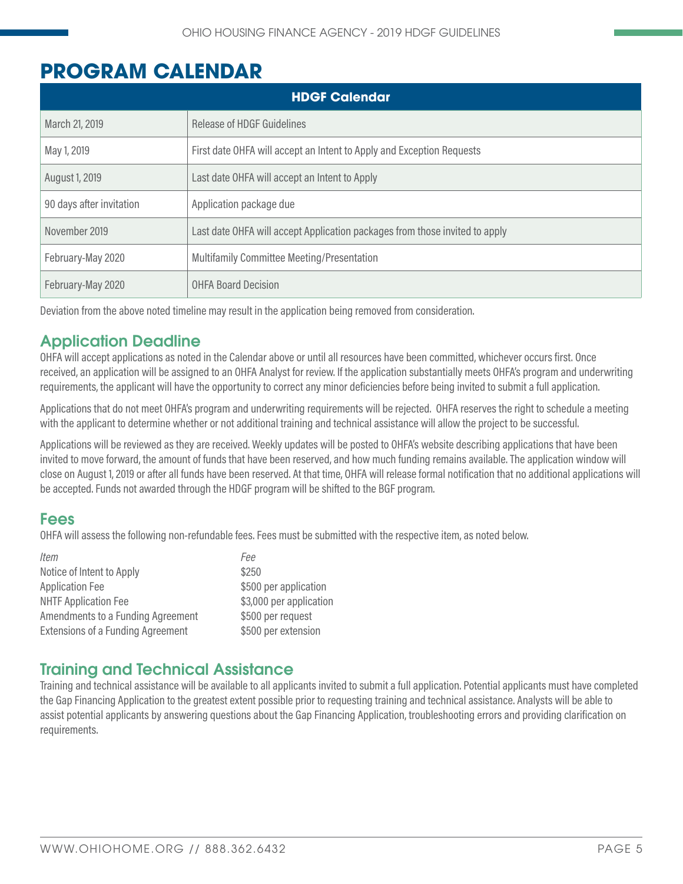# PROGRAM CALENDAR

| HDGF Calendar | |
|---|---|
| March 21, 2019 | Release of HDGF Guidelines |
| May 1, 2019 | First date OHFA will accept an Intent to Apply and Exception Requests |
| August 1, 2019 | Last date OHFA will accept an Intent to Apply |
| 90 days after invitation | Application package due |
| November 2019 | Last date OHFA will accept Application packages from those invited to apply |
| February-May 2020 | Multifamily Committee Meeting/Presentation |
| February-May 2020 | OHFA Board Decision |

Deviation from the above noted timeline may result in the application being removed from consideration.

## Application Deadline

OHFA will accept applications as noted in the Calendar above or until all resources have been committed, whichever occurs first. Once received, an application will be assigned to an OHFA Analyst for review. If the application substantially meets OHFA's program and underwriting requirements, the applicant will have the opportunity to correct any minor deficiencies before being invited to submit a full application.

Applications that do not meet OHFA's program and underwriting requirements will be rejected. OHFA reserves the right to schedule a meeting with the applicant to determine whether or not additional training and technical assistance will allow the project to be successful.

Applications will be reviewed as they are received. Weekly updates will be posted to OHFA's website describing applications that have been invited to move forward, the amount of funds that have been reserved, and how much funding remains available. The application window will close on August 1, 2019 or after all funds have been reserved. At that time, OHFA will release formal notification that no additional applications will be accepted. Funds not awarded through the HDGF program will be shifted to the BGF program.

## Fees

OHFA will assess the following non-refundable fees. Fees must be submitted with the respective item, as noted below.

| *Item* | *Fee* |
|---|---|
| Notice of Intent to Apply | $250 |
| Application Fee | $500 per application |
| NHTF Application Fee | $3,000 per application |
| Amendments to a Funding Agreement | $500 per request |
| Extensions of a Funding Agreement | $500 per extension |

## Training and Technical Assistance

Training and technical assistance will be available to all applicants invited to submit a full application. Potential applicants must have completed the Gap Financing Application to the greatest extent possible prior to requesting training and technical assistance. Analysts will be able to assist potential applicants by answering questions about the Gap Financing Application, troubleshooting errors and providing clarification on requirements.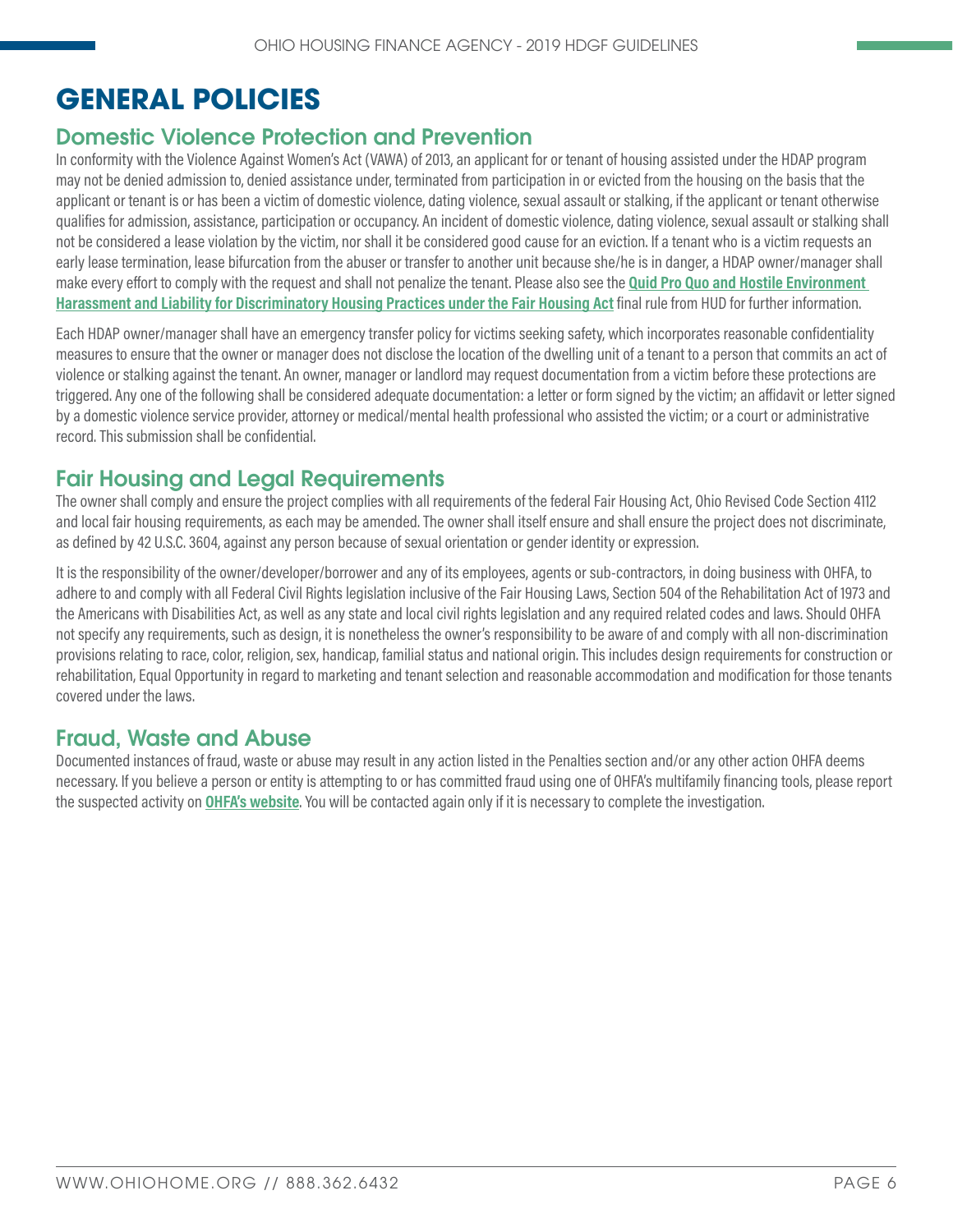# GENERAL POLICIES

## Domestic Violence Protection and Prevention

In conformity with the Violence Against Women's Act (VAWA) of 2013, an applicant for or tenant of housing assisted under the HDAP program may not be denied admission to, denied assistance under, terminated from participation in or evicted from the housing on the basis that the applicant or tenant is or has been a victim of domestic violence, dating violence, sexual assault or stalking, if the applicant or tenant otherwise qualifies for admission, assistance, participation or occupancy. An incident of domestic violence, dating violence, sexual assault or stalking shall not be considered a lease violation by the victim, nor shall it be considered good cause for an eviction. If a tenant who is a victim requests an early lease termination, lease bifurcation from the abuser or transfer to another unit because she/he is in danger, a HDAP owner/manager shall make every effort to comply with the request and shall not penalize the tenant. Please also see the **Quid Pro Quo and Hostile Environment Harassment and Liability for Discriminatory Housing Practices under the Fair Housing Act** final rule from HUD for further information.

Each HDAP owner/manager shall have an emergency transfer policy for victims seeking safety, which incorporates reasonable confidentiality measures to ensure that the owner or manager does not disclose the location of the dwelling unit of a tenant to a person that commits an act of violence or stalking against the tenant. An owner, manager or landlord may request documentation from a victim before these protections are triggered. Any one of the following shall be considered adequate documentation: a letter or form signed by the victim; an affidavit or letter signed by a domestic violence service provider, attorney or medical/mental health professional who assisted the victim; or a court or administrative record. This submission shall be confidential.

## Fair Housing and Legal Requirements

The owner shall comply and ensure the project complies with all requirements of the federal Fair Housing Act, Ohio Revised Code Section 4112 and local fair housing requirements, as each may be amended. The owner shall itself ensure and shall ensure the project does not discriminate, as defined by 42 U.S.C. 3604, against any person because of sexual orientation or gender identity or expression.

It is the responsibility of the owner/developer/borrower and any of its employees, agents or sub-contractors, in doing business with OHFA, to adhere to and comply with all Federal Civil Rights legislation inclusive of the Fair Housing Laws, Section 504 of the Rehabilitation Act of 1973 and the Americans with Disabilities Act, as well as any state and local civil rights legislation and any required related codes and laws. Should OHFA not specify any requirements, such as design, it is nonetheless the owner's responsibility to be aware of and comply with all non-discrimination provisions relating to race, color, religion, sex, handicap, familial status and national origin. This includes design requirements for construction or rehabilitation, Equal Opportunity in regard to marketing and tenant selection and reasonable accommodation and modification for those tenants covered under the laws.

## Fraud, Waste and Abuse

Documented instances of fraud, waste or abuse may result in any action listed in the Penalties section and/or any other action OHFA deems necessary. If you believe a person or entity is attempting to or has committed fraud using one of OHFA's multifamily financing tools, please report the suspected activity on **OHFA's website**. You will be contacted again only if it is necessary to complete the investigation.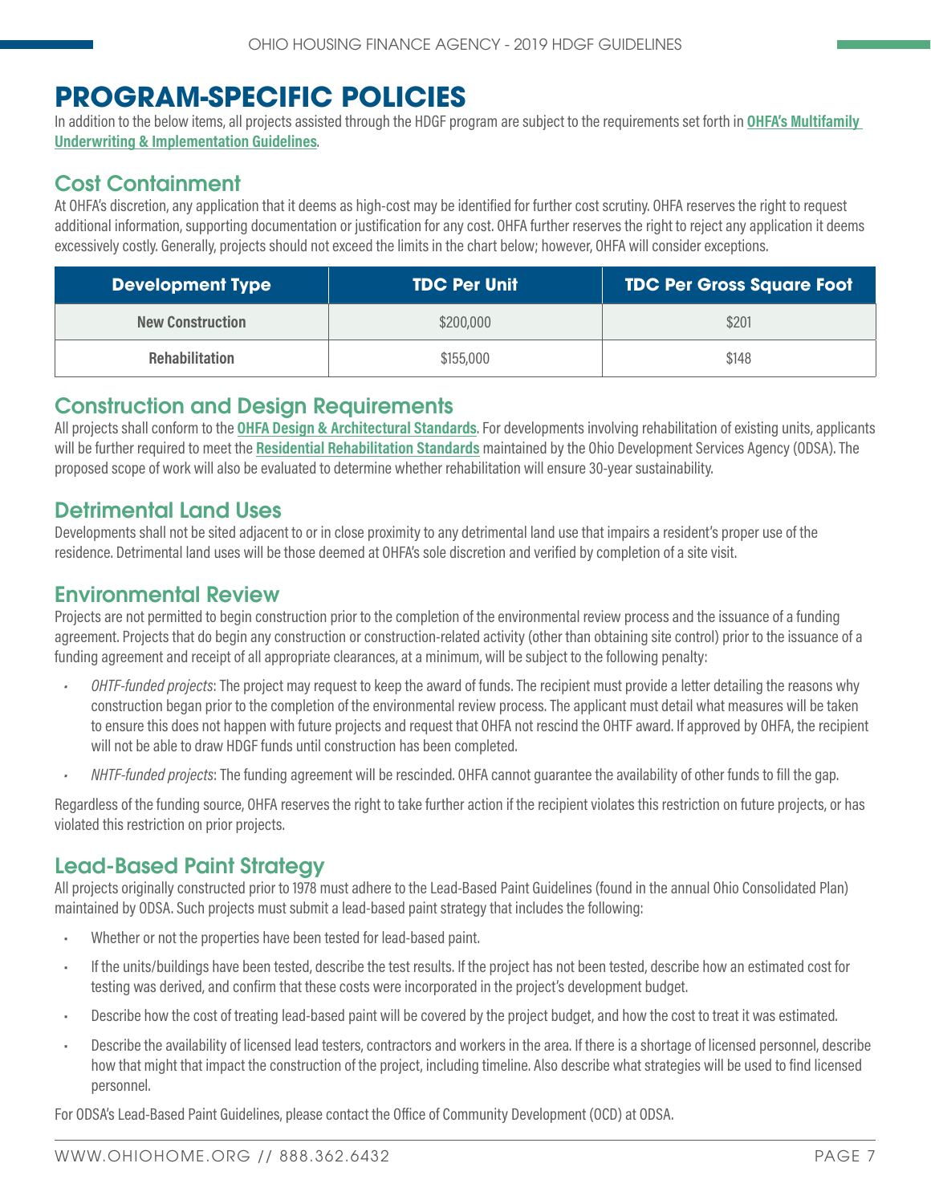# PROGRAM-SPECIFIC POLICIES

In addition to the below items, all projects assisted through the HDGF program are subject to the requirements set forth in **OHFA's Multifamily Underwriting & Implementation Guidelines**.

## Cost Containment

At OHFA's discretion, any application that it deems as high-cost may be identified for further cost scrutiny. OHFA reserves the right to request additional information, supporting documentation or justification for any cost. OHFA further reserves the right to reject any application it deems excessively costly. Generally, projects should not exceed the limits in the chart below; however, OHFA will consider exceptions.

| Development Type | TDC Per Unit | TDC Per Gross Square Foot |
|---|---|---|
| **New Construction** | $200,000 | $201 |
| **Rehabilitation** | $155,000 | $148 |

## Construction and Design Requirements

All projects shall conform to the **OHFA Design & Architectural Standards**. For developments involving rehabilitation of existing units, applicants will be further required to meet the **Residential Rehabilitation Standards** maintained by the Ohio Development Services Agency (ODSA). The proposed scope of work will also be evaluated to determine whether rehabilitation will ensure 30-year sustainability.

## Detrimental Land Uses

Developments shall not be sited adjacent to or in close proximity to any detrimental land use that impairs a resident's proper use of the residence. Detrimental land uses will be those deemed at OHFA's sole discretion and verified by completion of a site visit.

## Environmental Review

Projects are not permitted to begin construction prior to the completion of the environmental review process and the issuance of a funding agreement. Projects that do begin any construction or construction-related activity (other than obtaining site control) prior to the issuance of a funding agreement and receipt of all appropriate clearances, at a minimum, will be subject to the following penalty:

- *OHTF-funded projects*: The project may request to keep the award of funds. The recipient must provide a letter detailing the reasons why construction began prior to the completion of the environmental review process. The applicant must detail what measures will be taken to ensure this does not happen with future projects and request that OHFA not rescind the OHTF award. If approved by OHFA, the recipient will not be able to draw HDGF funds until construction has been completed.
- *NHTF-funded projects*: The funding agreement will be rescinded. OHFA cannot guarantee the availability of other funds to fill the gap.

Regardless of the funding source, OHFA reserves the right to take further action if the recipient violates this restriction on future projects, or has violated this restriction on prior projects.

## Lead-Based Paint Strategy

All projects originally constructed prior to 1978 must adhere to the Lead-Based Paint Guidelines (found in the annual Ohio Consolidated Plan) maintained by ODSA. Such projects must submit a lead-based paint strategy that includes the following:

- Whether or not the properties have been tested for lead-based paint.
- If the units/buildings have been tested, describe the test results. If the project has not been tested, describe how an estimated cost for testing was derived, and confirm that these costs were incorporated in the project's development budget.
- Describe how the cost of treating lead-based paint will be covered by the project budget, and how the cost to treat it was estimated.
- Describe the availability of licensed lead testers, contractors and workers in the area. If there is a shortage of licensed personnel, describe how that might that impact the construction of the project, including timeline. Also describe what strategies will be used to find licensed personnel.

For ODSA's Lead-Based Paint Guidelines, please contact the Office of Community Development (OCD) at ODSA.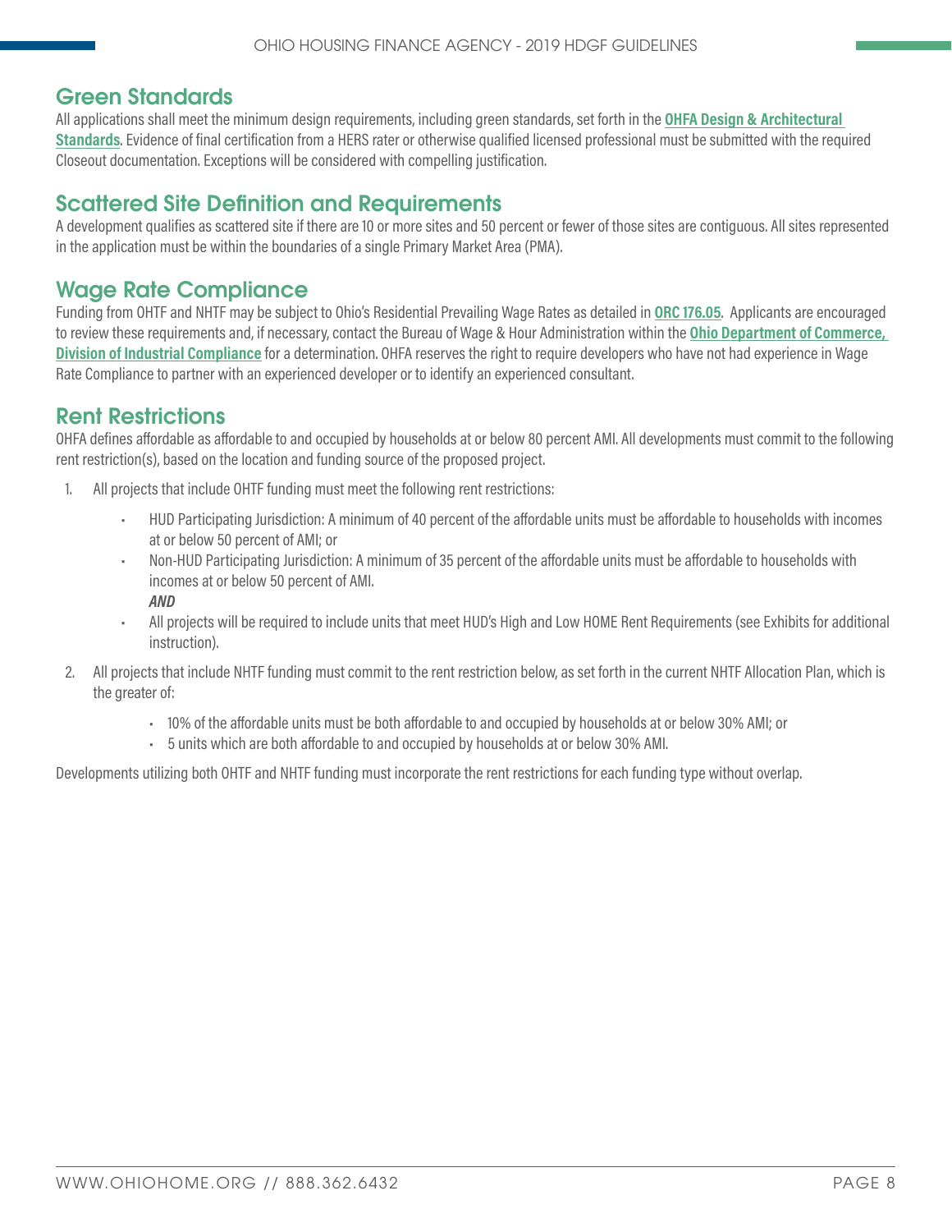## Green Standards

All applications shall meet the minimum design requirements, including green standards, set forth in the **OHFA Design & Architectural Standards**. Evidence of final certification from a HERS rater or otherwise qualified licensed professional must be submitted with the required Closeout documentation. Exceptions will be considered with compelling justification.

## Scattered Site Definition and Requirements

A development qualifies as scattered site if there are 10 or more sites and 50 percent or fewer of those sites are contiguous. All sites represented in the application must be within the boundaries of a single Primary Market Area (PMA).

## Wage Rate Compliance

Funding from OHTF and NHTF may be subject to Ohio's Residential Prevailing Wage Rates as detailed in **ORC 176.05**. Applicants are encouraged to review these requirements and, if necessary, contact the Bureau of Wage & Hour Administration within the **Ohio Department of Commerce, Division of Industrial Compliance** for a determination. OHFA reserves the right to require developers who have not had experience in Wage Rate Compliance to partner with an experienced developer or to identify an experienced consultant.

## Rent Restrictions

OHFA defines affordable as affordable to and occupied by households at or below 80 percent AMI. All developments must commit to the following rent restriction(s), based on the location and funding source of the proposed project.

1. All projects that include OHTF funding must meet the following rent restrictions:
   - HUD Participating Jurisdiction: A minimum of 40 percent of the affordable units must be affordable to households with incomes at or below 50 percent of AMI; or
   - Non-HUD Participating Jurisdiction: A minimum of 35 percent of the affordable units must be affordable to households with incomes at or below 50 percent of AMI.
     ***AND***
   - All projects will be required to include units that meet HUD's High and Low HOME Rent Requirements (see Exhibits for additional instruction).
2. All projects that include NHTF funding must commit to the rent restriction below, as set forth in the current NHTF Allocation Plan, which is the greater of:
   - 10% of the affordable units must be both affordable to and occupied by households at or below 30% AMI; or
   - 5 units which are both affordable to and occupied by households at or below 30% AMI.

Developments utilizing both OHTF and NHTF funding must incorporate the rent restrictions for each funding type without overlap.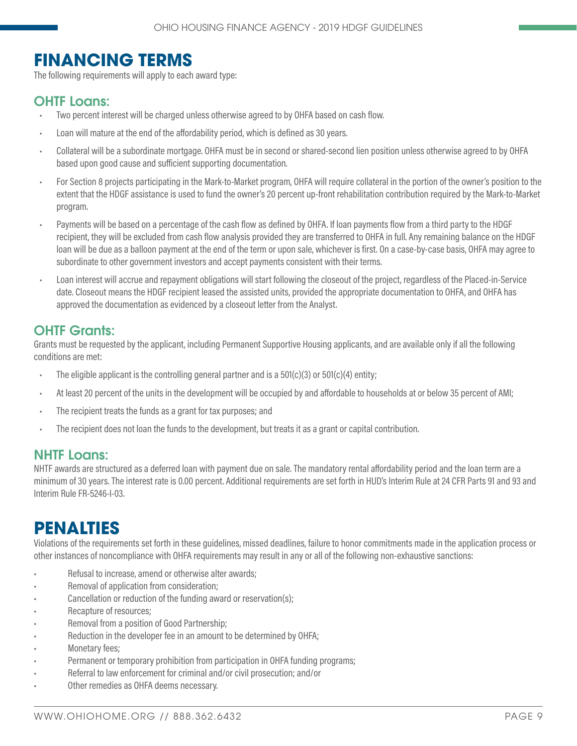# FINANCING TERMS

The following requirements will apply to each award type:

## OHTF Loans:

- Two percent interest will be charged unless otherwise agreed to by OHFA based on cash flow.
- Loan will mature at the end of the affordability period, which is defined as 30 years.
- Collateral will be a subordinate mortgage. OHFA must be in second or shared-second lien position unless otherwise agreed to by OHFA based upon good cause and sufficient supporting documentation.
- For Section 8 projects participating in the Mark-to-Market program, OHFA will require collateral in the portion of the owner's position to the extent that the HDGF assistance is used to fund the owner's 20 percent up-front rehabilitation contribution required by the Mark-to-Market program.
- Payments will be based on a percentage of the cash flow as defined by OHFA. If loan payments flow from a third party to the HDGF recipient, they will be excluded from cash flow analysis provided they are transferred to OHFA in full. Any remaining balance on the HDGF loan will be due as a balloon payment at the end of the term or upon sale, whichever is first. On a case-by-case basis, OHFA may agree to subordinate to other government investors and accept payments consistent with their terms.
- Loan interest will accrue and repayment obligations will start following the closeout of the project, regardless of the Placed-in-Service date. Closeout means the HDGF recipient leased the assisted units, provided the appropriate documentation to OHFA, and OHFA has approved the documentation as evidenced by a closeout letter from the Analyst.

## OHTF Grants:

Grants must be requested by the applicant, including Permanent Supportive Housing applicants, and are available only if all the following conditions are met:

- The eligible applicant is the controlling general partner and is a 501(c)(3) or 501(c)(4) entity;
- At least 20 percent of the units in the development will be occupied by and affordable to households at or below 35 percent of AMI;
- The recipient treats the funds as a grant for tax purposes; and
- The recipient does not loan the funds to the development, but treats it as a grant or capital contribution.

## NHTF Loans:

NHTF awards are structured as a deferred loan with payment due on sale. The mandatory rental affordability period and the loan term are a minimum of 30 years. The interest rate is 0.00 percent. Additional requirements are set forth in HUD's Interim Rule at 24 CFR Parts 91 and 93 and Interim Rule FR-5246-I-03.

# PENALTIES

Violations of the requirements set forth in these guidelines, missed deadlines, failure to honor commitments made in the application process or other instances of noncompliance with OHFA requirements may result in any or all of the following non-exhaustive sanctions:

- Refusal to increase, amend or otherwise alter awards;
- Removal of application from consideration;
- Cancellation or reduction of the funding award or reservation(s);
- Recapture of resources;
- Removal from a position of Good Partnership;
- Reduction in the developer fee in an amount to be determined by OHFA;
- Monetary fees;
- Permanent or temporary prohibition from participation in OHFA funding programs;
- Referral to law enforcement for criminal and/or civil prosecution; and/or
- Other remedies as OHFA deems necessary.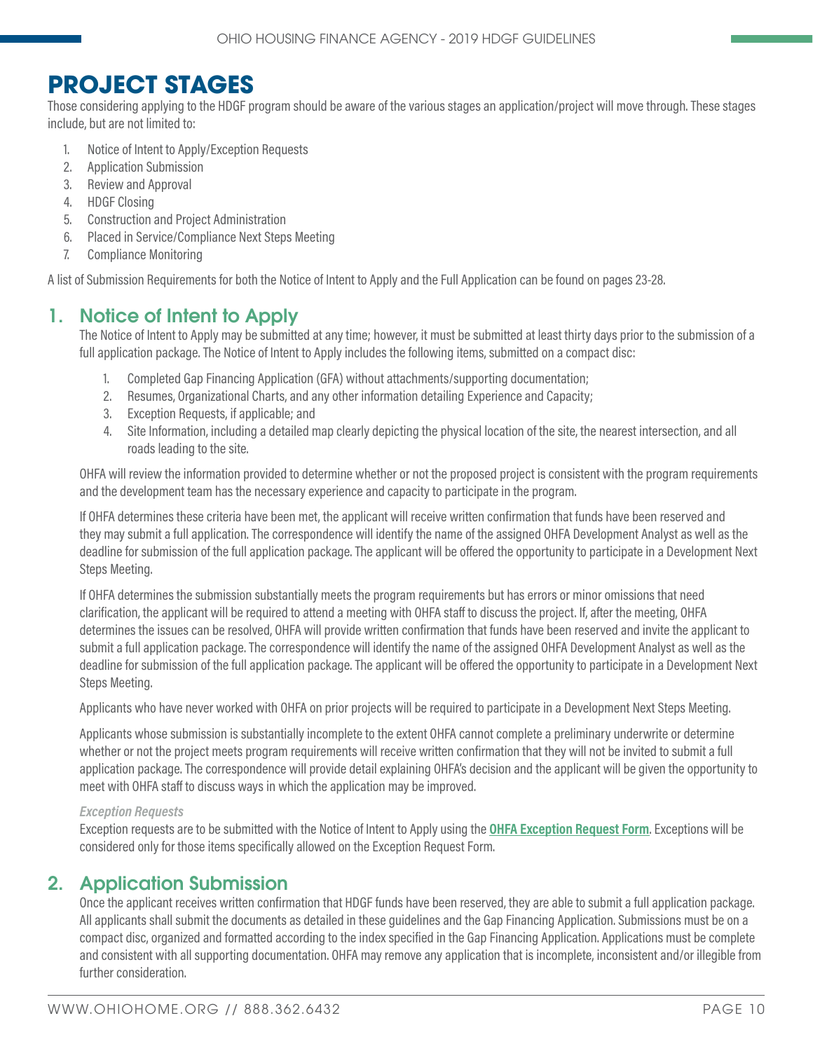# PROJECT STAGES

Those considering applying to the HDGF program should be aware of the various stages an application/project will move through. These stages include, but are not limited to:

1. Notice of Intent to Apply/Exception Requests
2. Application Submission
3. Review and Approval
4. HDGF Closing
5. Construction and Project Administration
6. Placed in Service/Compliance Next Steps Meeting
7. Compliance Monitoring

A list of Submission Requirements for both the Notice of Intent to Apply and the Full Application can be found on pages 23-28.

## 1. Notice of Intent to Apply

The Notice of Intent to Apply may be submitted at any time; however, it must be submitted at least thirty days prior to the submission of a full application package. The Notice of Intent to Apply includes the following items, submitted on a compact disc:

1. Completed Gap Financing Application (GFA) without attachments/supporting documentation;
2. Resumes, Organizational Charts, and any other information detailing Experience and Capacity;
3. Exception Requests, if applicable; and
4. Site Information, including a detailed map clearly depicting the physical location of the site, the nearest intersection, and all roads leading to the site.

OHFA will review the information provided to determine whether or not the proposed project is consistent with the program requirements and the development team has the necessary experience and capacity to participate in the program.

If OHFA determines these criteria have been met, the applicant will receive written confirmation that funds have been reserved and they may submit a full application. The correspondence will identify the name of the assigned OHFA Development Analyst as well as the deadline for submission of the full application package. The applicant will be offered the opportunity to participate in a Development Next Steps Meeting.

If OHFA determines the submission substantially meets the program requirements but has errors or minor omissions that need clarification, the applicant will be required to attend a meeting with OHFA staff to discuss the project. If, after the meeting, OHFA determines the issues can be resolved, OHFA will provide written confirmation that funds have been reserved and invite the applicant to submit a full application package. The correspondence will identify the name of the assigned OHFA Development Analyst as well as the deadline for submission of the full application package. The applicant will be offered the opportunity to participate in a Development Next Steps Meeting.

Applicants who have never worked with OHFA on prior projects will be required to participate in a Development Next Steps Meeting.

Applicants whose submission is substantially incomplete to the extent OHFA cannot complete a preliminary underwrite or determine whether or not the project meets program requirements will receive written confirmation that they will not be invited to submit a full application package. The correspondence will provide detail explaining OHFA's decision and the applicant will be given the opportunity to meet with OHFA staff to discuss ways in which the application may be improved.

### *Exception Requests*

Exception requests are to be submitted with the Notice of Intent to Apply using the **OHFA Exception Request Form**. Exceptions will be considered only for those items specifically allowed on the Exception Request Form.

## 2. Application Submission

Once the applicant receives written confirmation that HDGF funds have been reserved, they are able to submit a full application package. All applicants shall submit the documents as detailed in these guidelines and the Gap Financing Application. Submissions must be on a compact disc, organized and formatted according to the index specified in the Gap Financing Application. Applications must be complete and consistent with all supporting documentation. OHFA may remove any application that is incomplete, inconsistent and/or illegible from further consideration.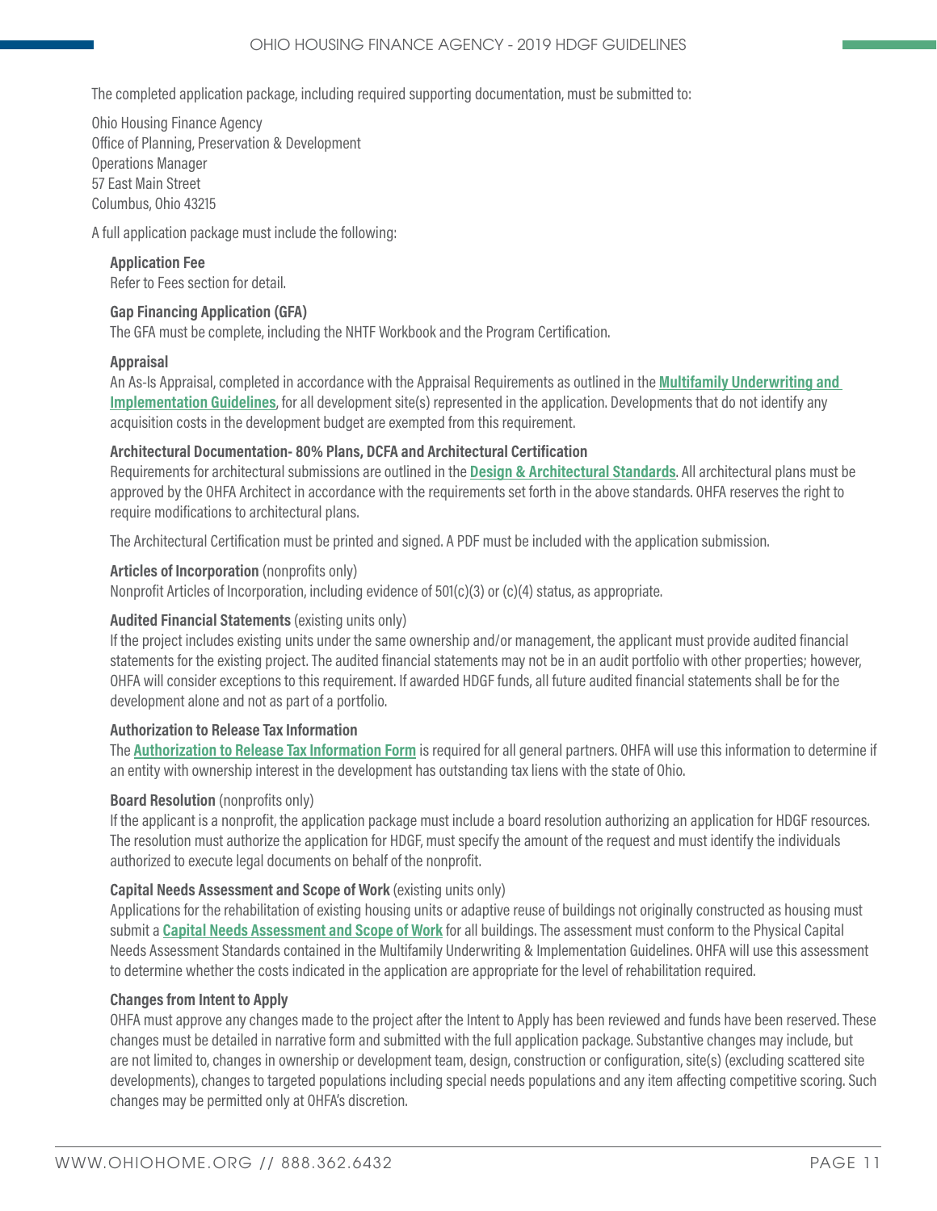The completed application package, including required supporting documentation, must be submitted to:

Ohio Housing Finance Agency
Office of Planning, Preservation & Development
Operations Manager
57 East Main Street
Columbus, Ohio 43215

A full application package must include the following:

**Application Fee**
Refer to Fees section for detail.

**Gap Financing Application (GFA)**
The GFA must be complete, including the NHTF Workbook and the Program Certification.

**Appraisal**
An As-Is Appraisal, completed in accordance with the Appraisal Requirements as outlined in the **Multifamily Underwriting and Implementation Guidelines**, for all development site(s) represented in the application. Developments that do not identify any acquisition costs in the development budget are exempted from this requirement.

**Architectural Documentation- 80% Plans, DCFA and Architectural Certification**
Requirements for architectural submissions are outlined in the **Design & Architectural Standards**. All architectural plans must be approved by the OHFA Architect in accordance with the requirements set forth in the above standards. OHFA reserves the right to require modifications to architectural plans.

The Architectural Certification must be printed and signed. A PDF must be included with the application submission.

**Articles of Incorporation** (nonprofits only)
Nonprofit Articles of Incorporation, including evidence of 501(c)(3) or (c)(4) status, as appropriate.

**Audited Financial Statements** (existing units only)
If the project includes existing units under the same ownership and/or management, the applicant must provide audited financial statements for the existing project. The audited financial statements may not be in an audit portfolio with other properties; however, OHFA will consider exceptions to this requirement. If awarded HDGF funds, all future audited financial statements shall be for the development alone and not as part of a portfolio.

**Authorization to Release Tax Information**
The **Authorization to Release Tax Information Form** is required for all general partners. OHFA will use this information to determine if an entity with ownership interest in the development has outstanding tax liens with the state of Ohio.

**Board Resolution** (nonprofits only)
If the applicant is a nonprofit, the application package must include a board resolution authorizing an application for HDGF resources. The resolution must authorize the application for HDGF, must specify the amount of the request and must identify the individuals authorized to execute legal documents on behalf of the nonprofit.

**Capital Needs Assessment and Scope of Work** (existing units only)
Applications for the rehabilitation of existing housing units or adaptive reuse of buildings not originally constructed as housing must submit a **Capital Needs Assessment and Scope of Work** for all buildings. The assessment must conform to the Physical Capital Needs Assessment Standards contained in the Multifamily Underwriting & Implementation Guidelines. OHFA will use this assessment to determine whether the costs indicated in the application are appropriate for the level of rehabilitation required.

**Changes from Intent to Apply**
OHFA must approve any changes made to the project after the Intent to Apply has been reviewed and funds have been reserved. These changes must be detailed in narrative form and submitted with the full application package. Substantive changes may include, but are not limited to, changes in ownership or development team, design, construction or configuration, site(s) (excluding scattered site developments), changes to targeted populations including special needs populations and any item affecting competitive scoring. Such changes may be permitted only at OHFA's discretion.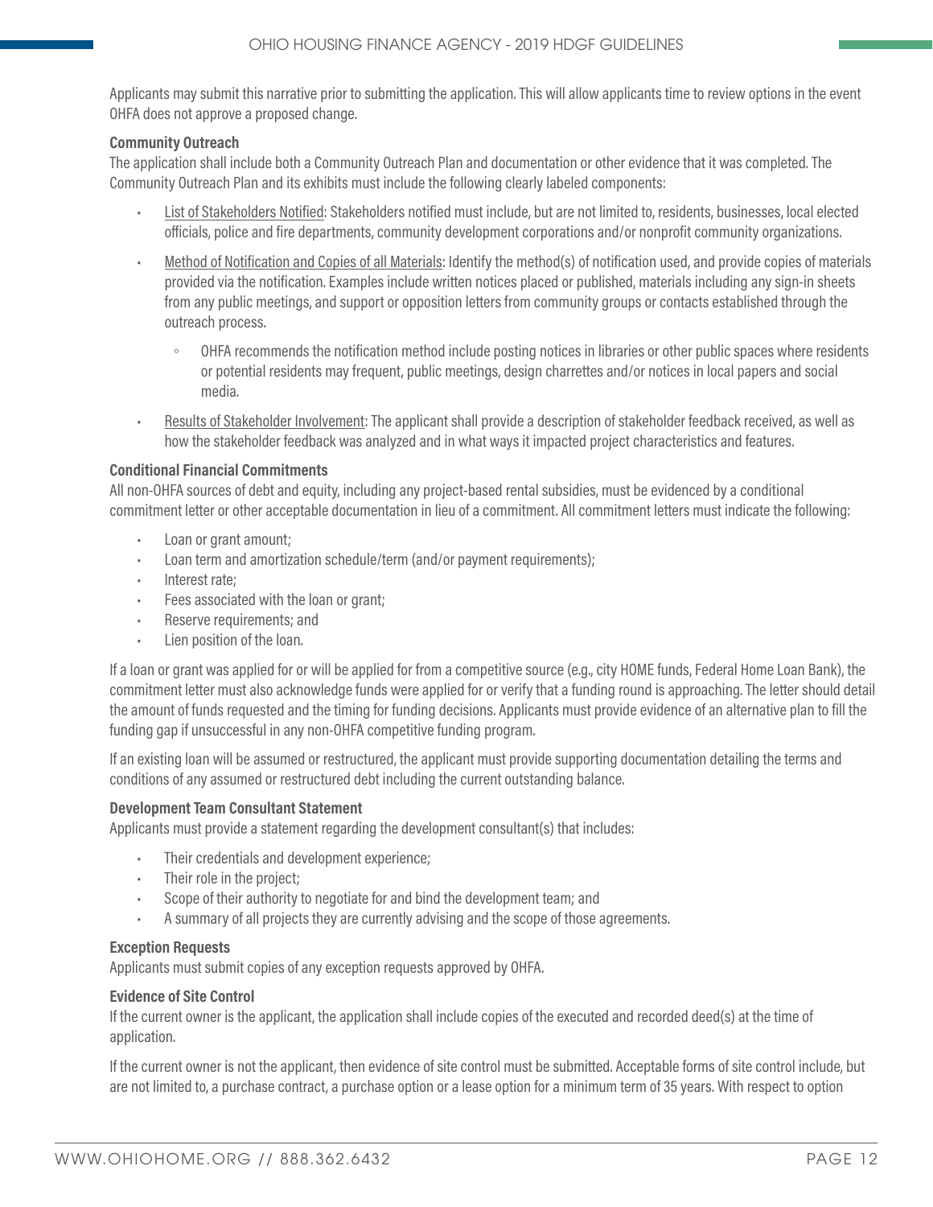Applicants may submit this narrative prior to submitting the application. This will allow applicants time to review options in the event OHFA does not approve a proposed change.

**Community Outreach**

The application shall include both a Community Outreach Plan and documentation or other evidence that it was completed. The Community Outreach Plan and its exhibits must include the following clearly labeled components:

- List of Stakeholders Notified: Stakeholders notified must include, but are not limited to, residents, businesses, local elected officials, police and fire departments, community development corporations and/or nonprofit community organizations.
- Method of Notification and Copies of all Materials: Identify the method(s) of notification used, and provide copies of materials provided via the notification. Examples include written notices placed or published, materials including any sign-in sheets from any public meetings, and support or opposition letters from community groups or contacts established through the outreach process.
    - OHFA recommends the notification method include posting notices in libraries or other public spaces where residents or potential residents may frequent, public meetings, design charrettes and/or notices in local papers and social media.
- Results of Stakeholder Involvement: The applicant shall provide a description of stakeholder feedback received, as well as how the stakeholder feedback was analyzed and in what ways it impacted project characteristics and features.

**Conditional Financial Commitments**

All non-OHFA sources of debt and equity, including any project-based rental subsidies, must be evidenced by a conditional commitment letter or other acceptable documentation in lieu of a commitment. All commitment letters must indicate the following:

- Loan or grant amount;
- Loan term and amortization schedule/term (and/or payment requirements);
- Interest rate;
- Fees associated with the loan or grant;
- Reserve requirements; and
- Lien position of the loan.

If a loan or grant was applied for or will be applied for from a competitive source (e.g., city HOME funds, Federal Home Loan Bank), the commitment letter must also acknowledge funds were applied for or verify that a funding round is approaching. The letter should detail the amount of funds requested and the timing for funding decisions. Applicants must provide evidence of an alternative plan to fill the funding gap if unsuccessful in any non-OHFA competitive funding program.

If an existing loan will be assumed or restructured, the applicant must provide supporting documentation detailing the terms and conditions of any assumed or restructured debt including the current outstanding balance.

**Development Team Consultant Statement**

Applicants must provide a statement regarding the development consultant(s) that includes:

- Their credentials and development experience;
- Their role in the project;
- Scope of their authority to negotiate for and bind the development team; and
- A summary of all projects they are currently advising and the scope of those agreements.

**Exception Requests**

Applicants must submit copies of any exception requests approved by OHFA.

**Evidence of Site Control**

If the current owner is the applicant, the application shall include copies of the executed and recorded deed(s) at the time of application.

If the current owner is not the applicant, then evidence of site control must be submitted. Acceptable forms of site control include, but are not limited to, a purchase contract, a purchase option or a lease option for a minimum term of 35 years. With respect to option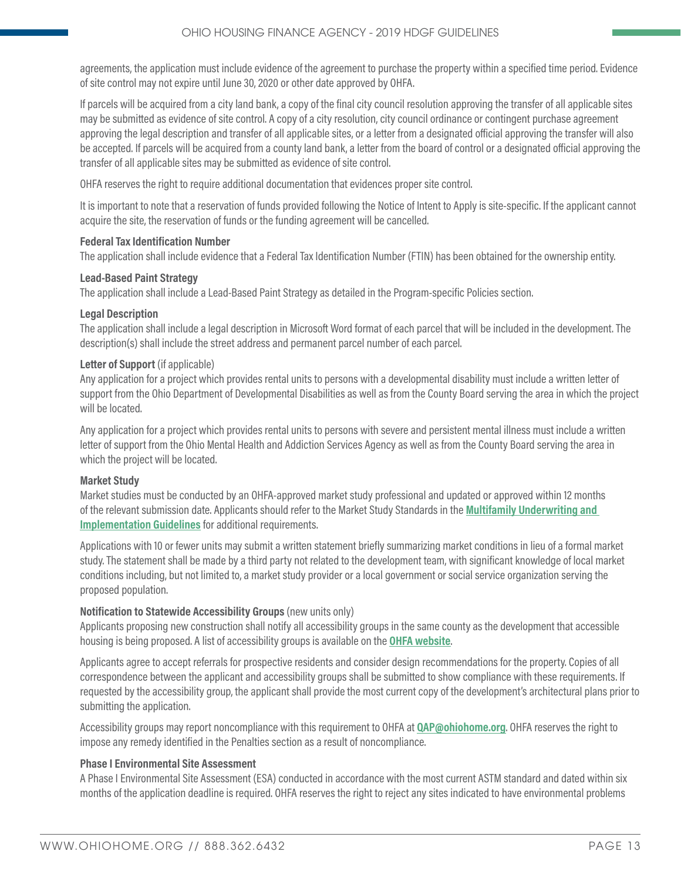agreements, the application must include evidence of the agreement to purchase the property within a specified time period. Evidence of site control may not expire until June 30, 2020 or other date approved by OHFA.

If parcels will be acquired from a city land bank, a copy of the final city council resolution approving the transfer of all applicable sites may be submitted as evidence of site control. A copy of a city resolution, city council ordinance or contingent purchase agreement approving the legal description and transfer of all applicable sites, or a letter from a designated official approving the transfer will also be accepted. If parcels will be acquired from a county land bank, a letter from the board of control or a designated official approving the transfer of all applicable sites may be submitted as evidence of site control.

OHFA reserves the right to require additional documentation that evidences proper site control.

It is important to note that a reservation of funds provided following the Notice of Intent to Apply is site-specific. If the applicant cannot acquire the site, the reservation of funds or the funding agreement will be cancelled.

**Federal Tax Identification Number**
The application shall include evidence that a Federal Tax Identification Number (FTIN) has been obtained for the ownership entity.

**Lead-Based Paint Strategy**
The application shall include a Lead-Based Paint Strategy as detailed in the Program-specific Policies section.

**Legal Description**
The application shall include a legal description in Microsoft Word format of each parcel that will be included in the development. The description(s) shall include the street address and permanent parcel number of each parcel.

**Letter of Support** (if applicable)
Any application for a project which provides rental units to persons with a developmental disability must include a written letter of support from the Ohio Department of Developmental Disabilities as well as from the County Board serving the area in which the project will be located.

Any application for a project which provides rental units to persons with severe and persistent mental illness must include a written letter of support from the Ohio Mental Health and Addiction Services Agency as well as from the County Board serving the area in which the project will be located.

**Market Study**
Market studies must be conducted by an OHFA-approved market study professional and updated or approved within 12 months of the relevant submission date. Applicants should refer to the Market Study Standards in the **Multifamily Underwriting and Implementation Guidelines** for additional requirements.

Applications with 10 or fewer units may submit a written statement briefly summarizing market conditions in lieu of a formal market study. The statement shall be made by a third party not related to the development team, with significant knowledge of local market conditions including, but not limited to, a market study provider or a local government or social service organization serving the proposed population.

**Notification to Statewide Accessibility Groups** (new units only)
Applicants proposing new construction shall notify all accessibility groups in the same county as the development that accessible housing is being proposed. A list of accessibility groups is available on the **OHFA website**.

Applicants agree to accept referrals for prospective residents and consider design recommendations for the property. Copies of all correspondence between the applicant and accessibility groups shall be submitted to show compliance with these requirements. If requested by the accessibility group, the applicant shall provide the most current copy of the development's architectural plans prior to submitting the application.

Accessibility groups may report noncompliance with this requirement to OHFA at **QAP@ohiohome.org**. OHFA reserves the right to impose any remedy identified in the Penalties section as a result of noncompliance.

**Phase I Environmental Site Assessment**
A Phase I Environmental Site Assessment (ESA) conducted in accordance with the most current ASTM standard and dated within six months of the application deadline is required. OHFA reserves the right to reject any sites indicated to have environmental problems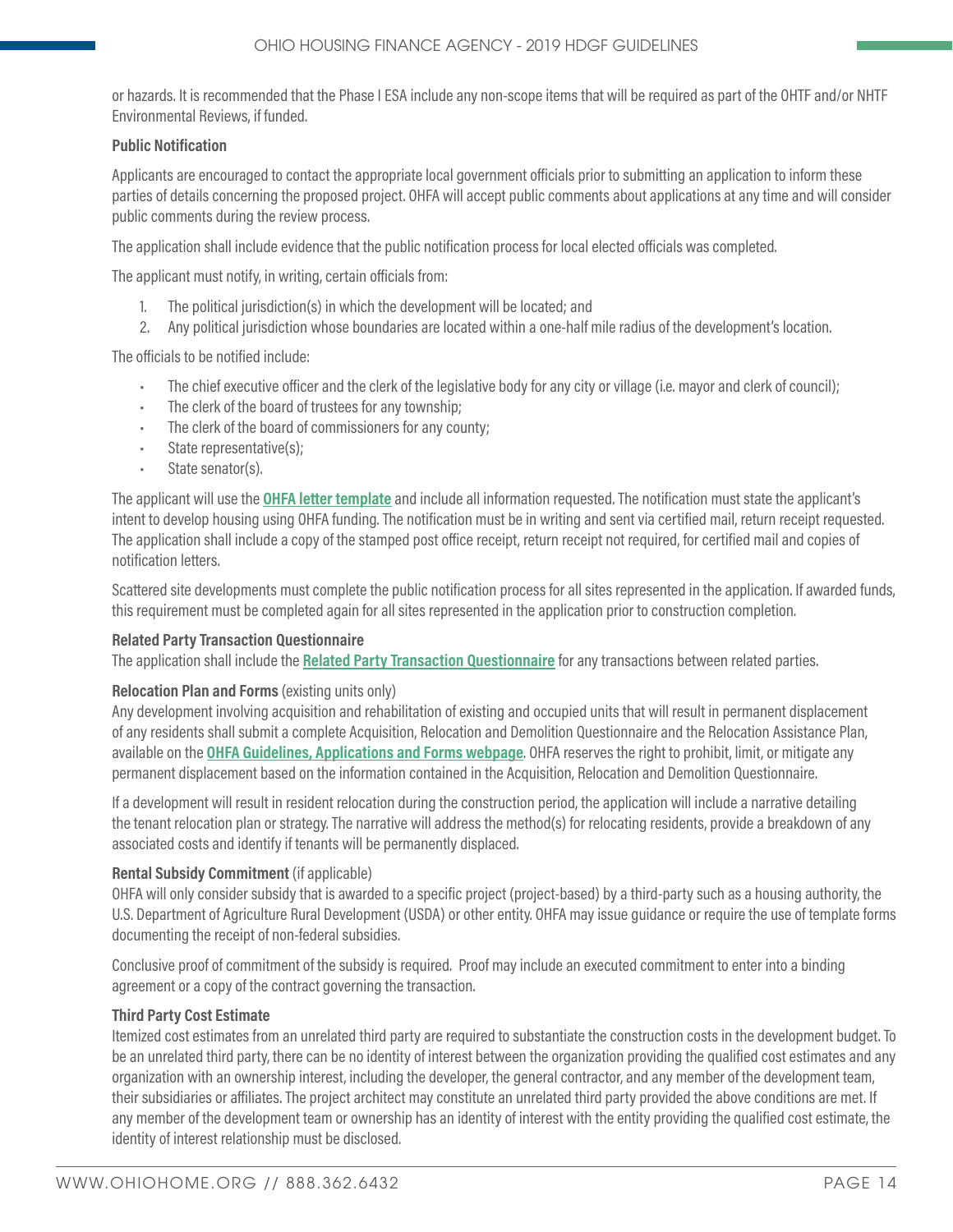or hazards. It is recommended that the Phase I ESA include any non-scope items that will be required as part of the OHTF and/or NHTF Environmental Reviews, if funded.

**Public Notification**

Applicants are encouraged to contact the appropriate local government officials prior to submitting an application to inform these parties of details concerning the proposed project. OHFA will accept public comments about applications at any time and will consider public comments during the review process.

The application shall include evidence that the public notification process for local elected officials was completed.

The applicant must notify, in writing, certain officials from:

1. The political jurisdiction(s) in which the development will be located; and
2. Any political jurisdiction whose boundaries are located within a one-half mile radius of the development's location.

The officials to be notified include:

- The chief executive officer and the clerk of the legislative body for any city or village (i.e. mayor and clerk of council);
- The clerk of the board of trustees for any township;
- The clerk of the board of commissioners for any county;
- State representative(s);
- State senator(s).

The applicant will use the **OHFA letter template** and include all information requested. The notification must state the applicant's intent to develop housing using OHFA funding. The notification must be in writing and sent via certified mail, return receipt requested. The application shall include a copy of the stamped post office receipt, return receipt not required, for certified mail and copies of notification letters.

Scattered site developments must complete the public notification process for all sites represented in the application. If awarded funds, this requirement must be completed again for all sites represented in the application prior to construction completion.

**Related Party Transaction Questionnaire**

The application shall include the **Related Party Transaction Questionnaire** for any transactions between related parties.

**Relocation Plan and Forms** (existing units only)

Any development involving acquisition and rehabilitation of existing and occupied units that will result in permanent displacement of any residents shall submit a complete Acquisition, Relocation and Demolition Questionnaire and the Relocation Assistance Plan, available on the **OHFA Guidelines, Applications and Forms webpage**. OHFA reserves the right to prohibit, limit, or mitigate any permanent displacement based on the information contained in the Acquisition, Relocation and Demolition Questionnaire.

If a development will result in resident relocation during the construction period, the application will include a narrative detailing the tenant relocation plan or strategy. The narrative will address the method(s) for relocating residents, provide a breakdown of any associated costs and identify if tenants will be permanently displaced.

**Rental Subsidy Commitment** (if applicable)

OHFA will only consider subsidy that is awarded to a specific project (project-based) by a third-party such as a housing authority, the U.S. Department of Agriculture Rural Development (USDA) or other entity. OHFA may issue guidance or require the use of template forms documenting the receipt of non-federal subsidies.

Conclusive proof of commitment of the subsidy is required. Proof may include an executed commitment to enter into a binding agreement or a copy of the contract governing the transaction.

**Third Party Cost Estimate**

Itemized cost estimates from an unrelated third party are required to substantiate the construction costs in the development budget. To be an unrelated third party, there can be no identity of interest between the organization providing the qualified cost estimates and any organization with an ownership interest, including the developer, the general contractor, and any member of the development team, their subsidiaries or affiliates. The project architect may constitute an unrelated third party provided the above conditions are met. If any member of the development team or ownership has an identity of interest with the entity providing the qualified cost estimate, the identity of interest relationship must be disclosed.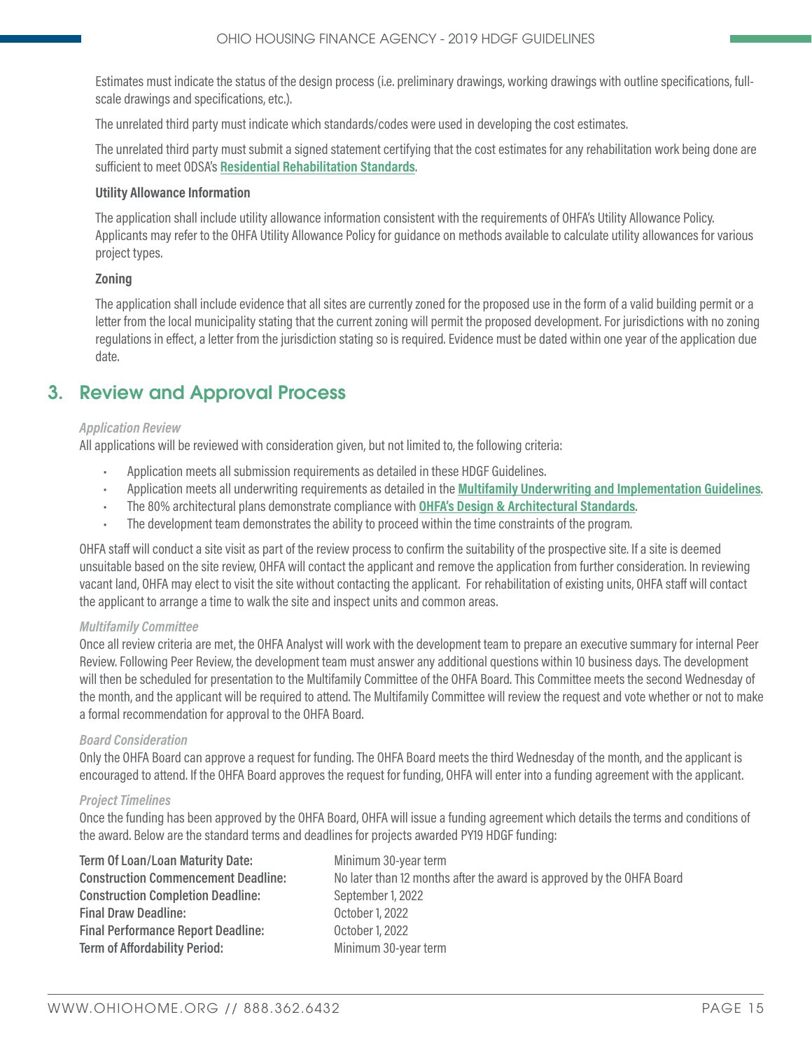Estimates must indicate the status of the design process (i.e. preliminary drawings, working drawings with outline specifications, full-scale drawings and specifications, etc.).

The unrelated third party must indicate which standards/codes were used in developing the cost estimates.

The unrelated third party must submit a signed statement certifying that the cost estimates for any rehabilitation work being done are sufficient to meet ODSA's **Residential Rehabilitation Standards**.

**Utility Allowance Information**

The application shall include utility allowance information consistent with the requirements of OHFA's Utility Allowance Policy. Applicants may refer to the OHFA Utility Allowance Policy for guidance on methods available to calculate utility allowances for various project types.

**Zoning**

The application shall include evidence that all sites are currently zoned for the proposed use in the form of a valid building permit or a letter from the local municipality stating that the current zoning will permit the proposed development. For jurisdictions with no zoning regulations in effect, a letter from the jurisdiction stating so is required. Evidence must be dated within one year of the application due date.

## 3. Review and Approval Process

*Application Review*

All applications will be reviewed with consideration given, but not limited to, the following criteria:

- Application meets all submission requirements as detailed in these HDGF Guidelines.
- Application meets all underwriting requirements as detailed in the **Multifamily Underwriting and Implementation Guidelines**.
- The 80% architectural plans demonstrate compliance with **OHFA's Design & Architectural Standards**.
- The development team demonstrates the ability to proceed within the time constraints of the program.

OHFA staff will conduct a site visit as part of the review process to confirm the suitability of the prospective site. If a site is deemed unsuitable based on the site review, OHFA will contact the applicant and remove the application from further consideration. In reviewing vacant land, OHFA may elect to visit the site without contacting the applicant. For rehabilitation of existing units, OHFA staff will contact the applicant to arrange a time to walk the site and inspect units and common areas.

*Multifamily Committee*

Once all review criteria are met, the OHFA Analyst will work with the development team to prepare an executive summary for internal Peer Review. Following Peer Review, the development team must answer any additional questions within 10 business days. The development will then be scheduled for presentation to the Multifamily Committee of the OHFA Board. This Committee meets the second Wednesday of the month, and the applicant will be required to attend. The Multifamily Committee will review the request and vote whether or not to make a formal recommendation for approval to the OHFA Board.

*Board Consideration*

Only the OHFA Board can approve a request for funding. The OHFA Board meets the third Wednesday of the month, and the applicant is encouraged to attend. If the OHFA Board approves the request for funding, OHFA will enter into a funding agreement with the applicant.

*Project Timelines*

Once the funding has been approved by the OHFA Board, OHFA will issue a funding agreement which details the terms and conditions of the award. Below are the standard terms and deadlines for projects awarded PY19 HDGF funding:

| | |
|---|---|
| **Term Of Loan/Loan Maturity Date:** | Minimum 30-year term |
| **Construction Commencement Deadline:** | No later than 12 months after the award is approved by the OHFA Board |
| **Construction Completion Deadline:** | September 1, 2022 |
| **Final Draw Deadline:** | October 1, 2022 |
| **Final Performance Report Deadline:** | October 1, 2022 |
| **Term of Affordability Period:** | Minimum 30-year term |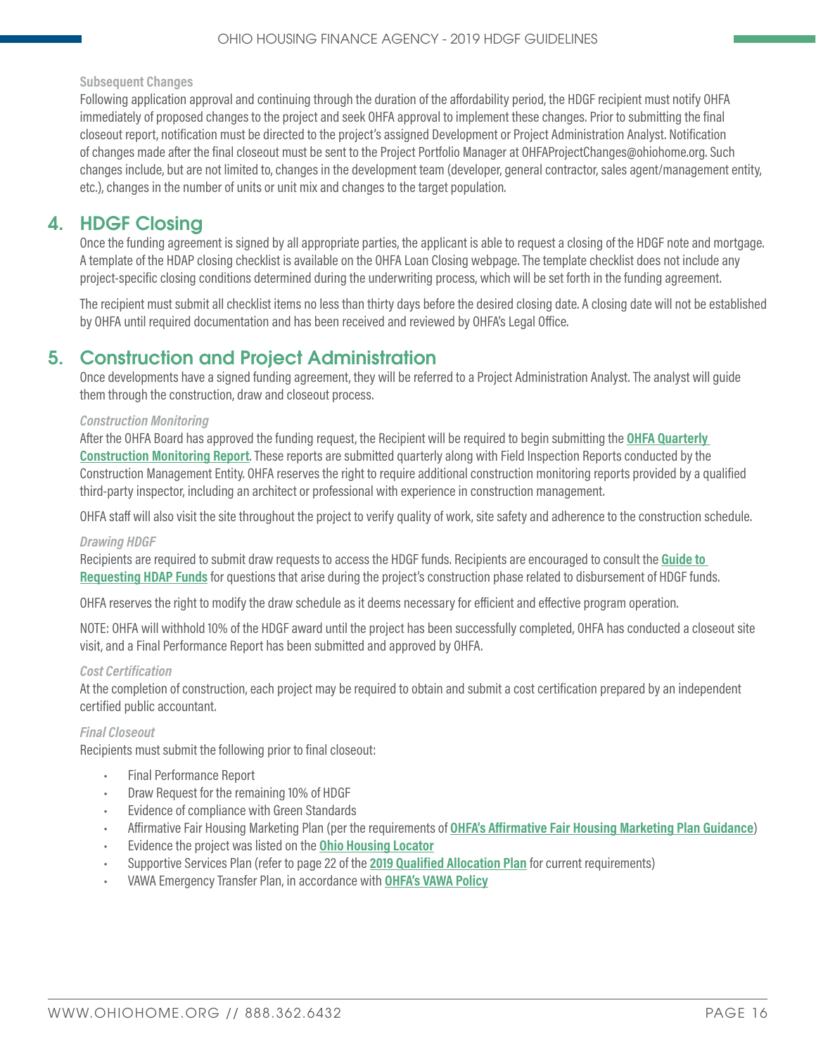### Subsequent Changes

Following application approval and continuing through the duration of the affordability period, the HDGF recipient must notify OHFA immediately of proposed changes to the project and seek OHFA approval to implement these changes. Prior to submitting the final closeout report, notification must be directed to the project's assigned Development or Project Administration Analyst. Notification of changes made after the final closeout must be sent to the Project Portfolio Manager at OHFAProjectChanges@ohiohome.org. Such changes include, but are not limited to, changes in the development team (developer, general contractor, sales agent/management entity, etc.), changes in the number of units or unit mix and changes to the target population.

## 4. HDGF Closing

Once the funding agreement is signed by all appropriate parties, the applicant is able to request a closing of the HDGF note and mortgage. A template of the HDAP closing checklist is available on the OHFA Loan Closing webpage. The template checklist does not include any project-specific closing conditions determined during the underwriting process, which will be set forth in the funding agreement.

The recipient must submit all checklist items no less than thirty days before the desired closing date. A closing date will not be established by OHFA until required documentation and has been received and reviewed by OHFA's Legal Office.

## 5. Construction and Project Administration

Once developments have a signed funding agreement, they will be referred to a Project Administration Analyst. The analyst will guide them through the construction, draw and closeout process.

### *Construction Monitoring*

After the OHFA Board has approved the funding request, the Recipient will be required to begin submitting the **OHFA Quarterly Construction Monitoring Report**. These reports are submitted quarterly along with Field Inspection Reports conducted by the Construction Management Entity. OHFA reserves the right to require additional construction monitoring reports provided by a qualified third-party inspector, including an architect or professional with experience in construction management.

OHFA staff will also visit the site throughout the project to verify quality of work, site safety and adherence to the construction schedule.

### *Drawing HDGF*

Recipients are required to submit draw requests to access the HDGF funds. Recipients are encouraged to consult the **Guide to Requesting HDAP Funds** for questions that arise during the project's construction phase related to disbursement of HDGF funds.

OHFA reserves the right to modify the draw schedule as it deems necessary for efficient and effective program operation.

NOTE: OHFA will withhold 10% of the HDGF award until the project has been successfully completed, OHFA has conducted a closeout site visit, and a Final Performance Report has been submitted and approved by OHFA.

### *Cost Certification*

At the completion of construction, each project may be required to obtain and submit a cost certification prepared by an independent certified public accountant.

### *Final Closeout*

Recipients must submit the following prior to final closeout:

- Final Performance Report
- Draw Request for the remaining 10% of HDGF
- Evidence of compliance with Green Standards
- Affirmative Fair Housing Marketing Plan (per the requirements of **OHFA's Affirmative Fair Housing Marketing Plan Guidance**)
- Evidence the project was listed on the **Ohio Housing Locator**
- Supportive Services Plan (refer to page 22 of the **2019 Qualified Allocation Plan** for current requirements)
- VAWA Emergency Transfer Plan, in accordance with **OHFA's VAWA Policy**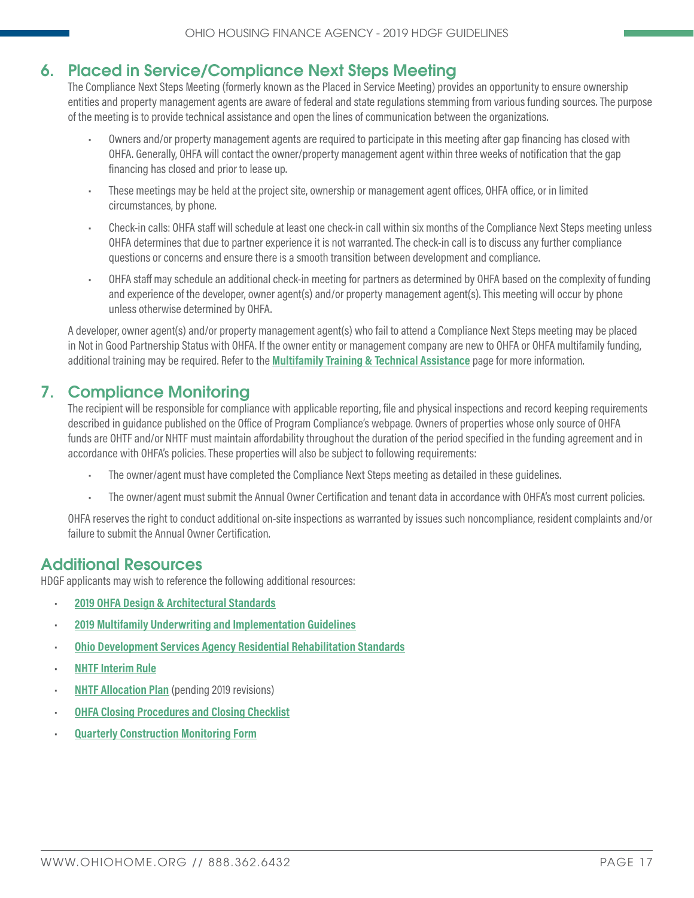## 6. Placed in Service/Compliance Next Steps Meeting

The Compliance Next Steps Meeting (formerly known as the Placed in Service Meeting) provides an opportunity to ensure ownership entities and property management agents are aware of federal and state regulations stemming from various funding sources. The purpose of the meeting is to provide technical assistance and open the lines of communication between the organizations.

- Owners and/or property management agents are required to participate in this meeting after gap financing has closed with OHFA. Generally, OHFA will contact the owner/property management agent within three weeks of notification that the gap financing has closed and prior to lease up.
- These meetings may be held at the project site, ownership or management agent offices, OHFA office, or in limited circumstances, by phone.
- Check-in calls: OHFA staff will schedule at least one check-in call within six months of the Compliance Next Steps meeting unless OHFA determines that due to partner experience it is not warranted. The check-in call is to discuss any further compliance questions or concerns and ensure there is a smooth transition between development and compliance.
- OHFA staff may schedule an additional check-in meeting for partners as determined by OHFA based on the complexity of funding and experience of the developer, owner agent(s) and/or property management agent(s). This meeting will occur by phone unless otherwise determined by OHFA.

A developer, owner agent(s) and/or property management agent(s) who fail to attend a Compliance Next Steps meeting may be placed in Not in Good Partnership Status with OHFA. If the owner entity or management company are new to OHFA or OHFA multifamily funding, additional training may be required. Refer to the **Multifamily Training & Technical Assistance** page for more information.

## 7. Compliance Monitoring

The recipient will be responsible for compliance with applicable reporting, file and physical inspections and record keeping requirements described in guidance published on the Office of Program Compliance's webpage. Owners of properties whose only source of OHFA funds are OHTF and/or NHTF must maintain affordability throughout the duration of the period specified in the funding agreement and in accordance with OHFA's policies. These properties will also be subject to following requirements:

- The owner/agent must have completed the Compliance Next Steps meeting as detailed in these guidelines.
- The owner/agent must submit the Annual Owner Certification and tenant data in accordance with OHFA's most current policies.

OHFA reserves the right to conduct additional on-site inspections as warranted by issues such noncompliance, resident complaints and/or failure to submit the Annual Owner Certification.

## Additional Resources

HDGF applicants may wish to reference the following additional resources:

- **2019 OHFA Design & Architectural Standards**
- **2019 Multifamily Underwriting and Implementation Guidelines**
- **Ohio Development Services Agency Residential Rehabilitation Standards**
- **NHTF Interim Rule**
- **NHTF Allocation Plan** (pending 2019 revisions)
- **OHFA Closing Procedures and Closing Checklist**
- **Quarterly Construction Monitoring Form**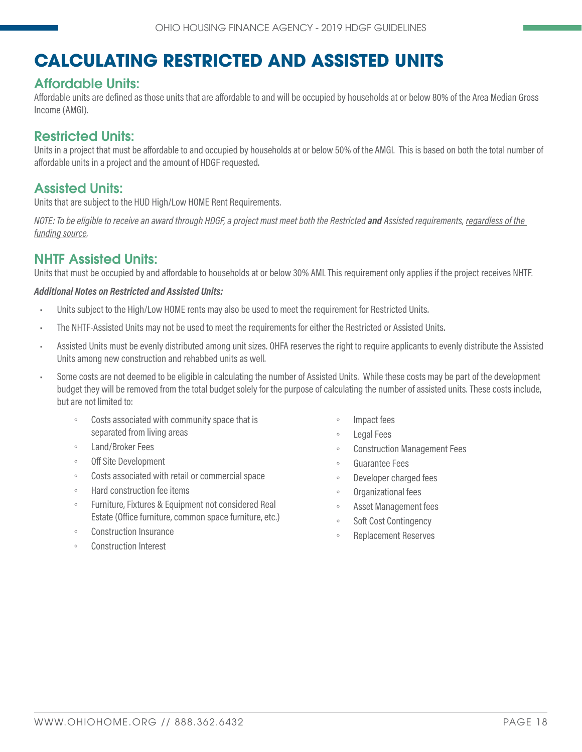# CALCULATING RESTRICTED AND ASSISTED UNITS

## Affordable Units:

Affordable units are defined as those units that are affordable to and will be occupied by households at or below 80% of the Area Median Gross Income (AMGI).

## Restricted Units:

Units in a project that must be affordable to and occupied by households at or below 50% of the AMGI. This is based on both the total number of affordable units in a project and the amount of HDGF requested.

## Assisted Units:

Units that are subject to the HUD High/Low HOME Rent Requirements.

*NOTE: To be eligible to receive an award through HDGF, a project must meet both the Restricted **and** Assisted requirements, regardless of the funding source.*

## NHTF Assisted Units:

Units that must be occupied by and affordable to households at or below 30% AMI. This requirement only applies if the project receives NHTF.

***Additional Notes on Restricted and Assisted Units:***

- Units subject to the High/Low HOME rents may also be used to meet the requirement for Restricted Units.
- The NHTF-Assisted Units may not be used to meet the requirements for either the Restricted or Assisted Units.
- Assisted Units must be evenly distributed among unit sizes. OHFA reserves the right to require applicants to evenly distribute the Assisted Units among new construction and rehabbed units as well.
- Some costs are not deemed to be eligible in calculating the number of Assisted Units. While these costs may be part of the development budget they will be removed from the total budget solely for the purpose of calculating the number of assisted units. These costs include, but are not limited to:
  - Costs associated with community space that is separated from living areas
  - Land/Broker Fees
  - Off Site Development
  - Costs associated with retail or commercial space
  - Hard construction fee items
  - Furniture, Fixtures & Equipment not considered Real Estate (Office furniture, common space furniture, etc.)
  - Construction Insurance
  - Construction Interest
  - Impact fees
  - Legal Fees
  - Construction Management Fees
  - Guarantee Fees
  - Developer charged fees
  - Organizational fees
  - Asset Management fees
  - Soft Cost Contingency
  - Replacement Reserves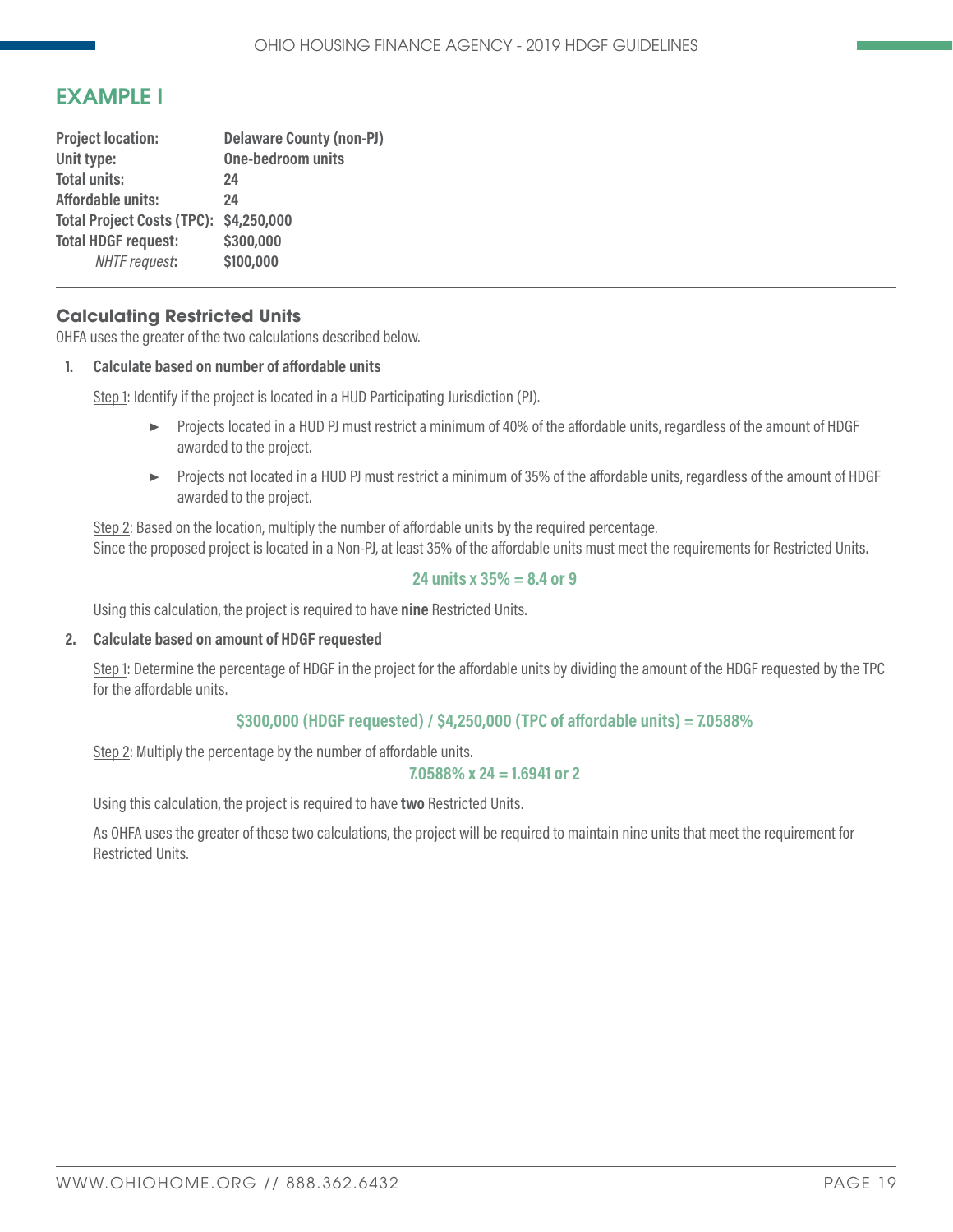## EXAMPLE I

| | |
|---|---|
| **Project location:** | **Delaware County (non-PJ)** |
| **Unit type:** | **One-bedroom units** |
| **Total units:** | **24** |
| **Affordable units:** | **24** |
| **Total Project Costs (TPC):** | **$4,250,000** |
| **Total HDGF request:** | **$300,000** |
| *NHTF request*: | **$100,000** |

---

### Calculating Restricted Units

OHFA uses the greater of the two calculations described below.

1. **Calculate based on number of affordable units**

   Step 1: Identify if the project is located in a HUD Participating Jurisdiction (PJ).

   - Projects located in a HUD PJ must restrict a minimum of 40% of the affordable units, regardless of the amount of HDGF awarded to the project.
   - Projects not located in a HUD PJ must restrict a minimum of 35% of the affordable units, regardless of the amount of HDGF awarded to the project.

   Step 2: Based on the location, multiply the number of affordable units by the required percentage.
   Since the proposed project is located in a Non-PJ, at least 35% of the affordable units must meet the requirements for Restricted Units.

   **24 units x 35% = 8.4 or 9**

   Using this calculation, the project is required to have **nine** Restricted Units.

2. **Calculate based on amount of HDGF requested**

   Step 1: Determine the percentage of HDGF in the project for the affordable units by dividing the amount of the HDGF requested by the TPC for the affordable units.

   **$300,000 (HDGF requested) / $4,250,000 (TPC of affordable units) = 7.0588%**

   Step 2: Multiply the percentage by the number of affordable units.

   **7.0588% x 24 = 1.6941 or 2**

   Using this calculation, the project is required to have **two** Restricted Units.

   As OHFA uses the greater of these two calculations, the project will be required to maintain nine units that meet the requirement for Restricted Units.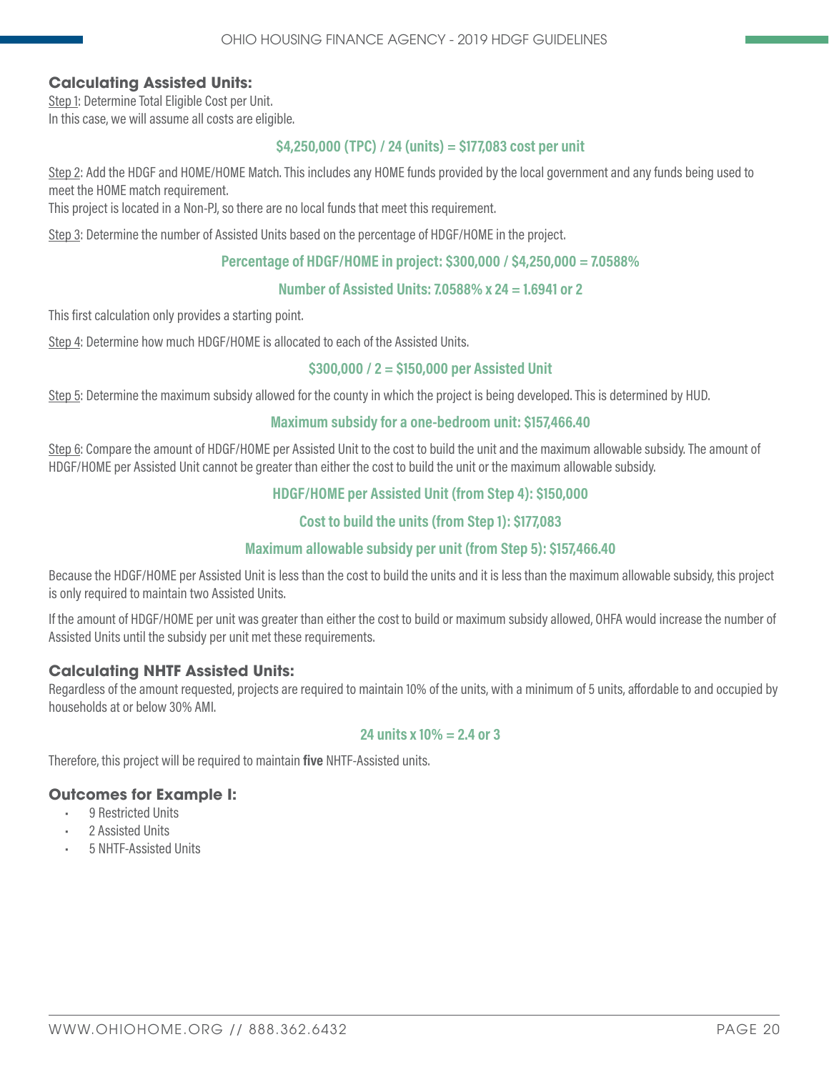### Calculating Assisted Units:

Step 1: Determine Total Eligible Cost per Unit.
In this case, we will assume all costs are eligible.

**$4,250,000 (TPC) / 24 (units) = $177,083 cost per unit**

Step 2: Add the HDGF and HOME/HOME Match. This includes any HOME funds provided by the local government and any funds being used to meet the HOME match requirement.
This project is located in a Non-PJ, so there are no local funds that meet this requirement.

Step 3: Determine the number of Assisted Units based on the percentage of HDGF/HOME in the project.

**Percentage of HDGF/HOME in project: $300,000 / $4,250,000 = 7.0588%**

**Number of Assisted Units: 7.0588% x 24 = 1.6941 or 2**

This first calculation only provides a starting point.

Step 4: Determine how much HDGF/HOME is allocated to each of the Assisted Units.

**$300,000 / 2 = $150,000 per Assisted Unit**

Step 5: Determine the maximum subsidy allowed for the county in which the project is being developed. This is determined by HUD.

**Maximum subsidy for a one-bedroom unit: $157,466.40**

Step 6: Compare the amount of HDGF/HOME per Assisted Unit to the cost to build the unit and the maximum allowable subsidy. The amount of HDGF/HOME per Assisted Unit cannot be greater than either the cost to build the unit or the maximum allowable subsidy.

**HDGF/HOME per Assisted Unit (from Step 4): $150,000**

**Cost to build the units (from Step 1): $177,083**

**Maximum allowable subsidy per unit (from Step 5): $157,466.40**

Because the HDGF/HOME per Assisted Unit is less than the cost to build the units and it is less than the maximum allowable subsidy, this project is only required to maintain two Assisted Units.

If the amount of HDGF/HOME per unit was greater than either the cost to build or maximum subsidy allowed, OHFA would increase the number of Assisted Units until the subsidy per unit met these requirements.

### Calculating NHTF Assisted Units:

Regardless of the amount requested, projects are required to maintain 10% of the units, with a minimum of 5 units, affordable to and occupied by households at or below 30% AMI.

**24 units x 10% = 2.4 or 3**

Therefore, this project will be required to maintain **five** NHTF-Assisted units.

### Outcomes for Example I:

- 9 Restricted Units
- 2 Assisted Units
- 5 NHTF-Assisted Units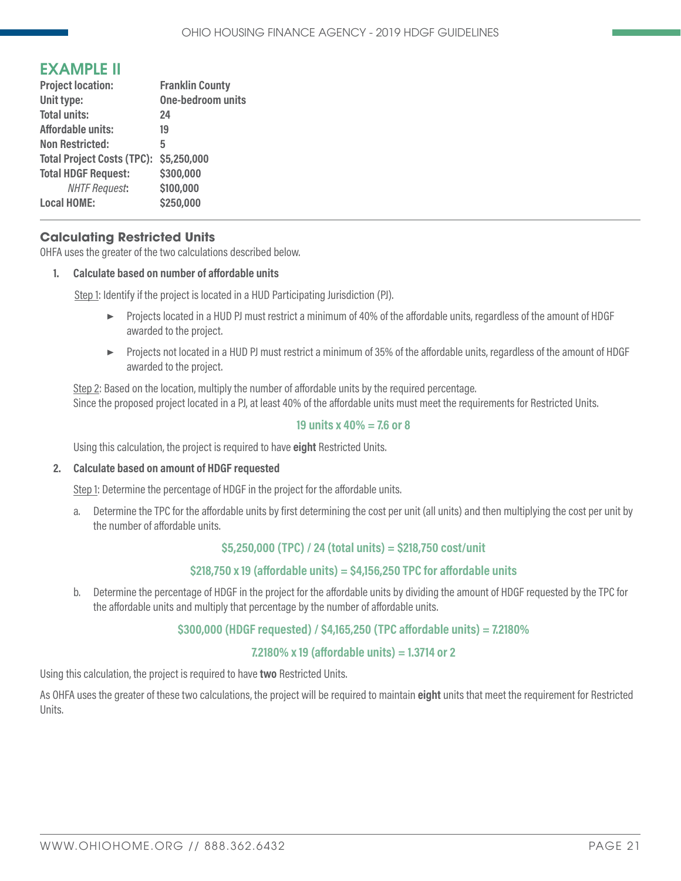## EXAMPLE II

| | |
|---|---|
| **Project location:** | **Franklin County** |
| **Unit type:** | **One-bedroom units** |
| **Total units:** | **24** |
| **Affordable units:** | **19** |
| **Non Restricted:** | **5** |
| **Total Project Costs (TPC):** | **$5,250,000** |
| **Total HDGF Request:** | **$300,000** |
| *NHTF Request*: | **$100,000** |
| **Local HOME:** | **$250,000** |

### Calculating Restricted Units

OHFA uses the greater of the two calculations described below.

1. **Calculate based on number of affordable units**

   Step 1: Identify if the project is located in a HUD Participating Jurisdiction (PJ).

   - Projects located in a HUD PJ must restrict a minimum of 40% of the affordable units, regardless of the amount of HDGF awarded to the project.
   - Projects not located in a HUD PJ must restrict a minimum of 35% of the affordable units, regardless of the amount of HDGF awarded to the project.

   Step 2: Based on the location, multiply the number of affordable units by the required percentage.
   Since the proposed project located in a PJ, at least 40% of the affordable units must meet the requirements for Restricted Units.

   **19 units x 40% = 7.6 or 8**

   Using this calculation, the project is required to have **eight** Restricted Units.

2. **Calculate based on amount of HDGF requested**

   Step 1: Determine the percentage of HDGF in the project for the affordable units.

   a. Determine the TPC for the affordable units by first determining the cost per unit (all units) and then multiplying the cost per unit by the number of affordable units.

      **$5,250,000 (TPC) / 24 (total units) = $218,750 cost/unit**

      **$218,750 x 19 (affordable units) = $4,156,250 TPC for affordable units**

   b. Determine the percentage of HDGF in the project for the affordable units by dividing the amount of HDGF requested by the TPC for the affordable units and multiply that percentage by the number of affordable units.

      **$300,000 (HDGF requested) / $4,165,250 (TPC affordable units) = 7.2180%**

      **7.2180% x 19 (affordable units) = 1.3714 or 2**

Using this calculation, the project is required to have **two** Restricted Units.

As OHFA uses the greater of these two calculations, the project will be required to maintain **eight** units that meet the requirement for Restricted Units.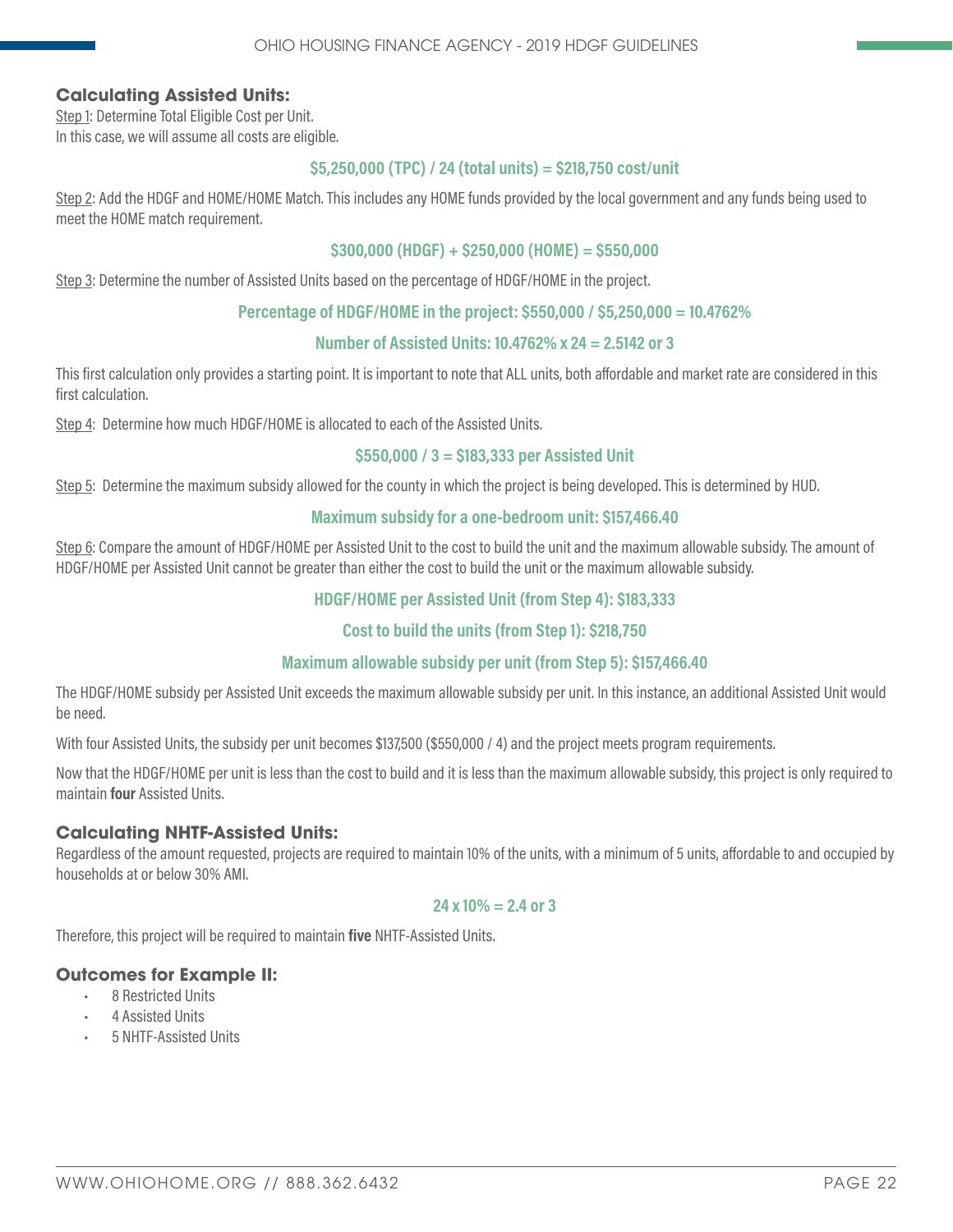### Calculating Assisted Units:

Step 1: Determine Total Eligible Cost per Unit.
In this case, we will assume all costs are eligible.

**$5,250,000 (TPC) / 24 (total units) = $218,750 cost/unit**

Step 2: Add the HDGF and HOME/HOME Match. This includes any HOME funds provided by the local government and any funds being used to meet the HOME match requirement.

**$300,000 (HDGF) + $250,000 (HOME) = $550,000**

Step 3: Determine the number of Assisted Units based on the percentage of HDGF/HOME in the project.

**Percentage of HDGF/HOME in the project: $550,000 / $5,250,000 = 10.4762%**

**Number of Assisted Units: 10.4762% x 24 = 2.5142 or 3**

This first calculation only provides a starting point. It is important to note that ALL units, both affordable and market rate are considered in this first calculation.

Step 4: Determine how much HDGF/HOME is allocated to each of the Assisted Units.

**$550,000 / 3 = $183,333 per Assisted Unit**

Step 5: Determine the maximum subsidy allowed for the county in which the project is being developed. This is determined by HUD.

**Maximum subsidy for a one-bedroom unit: $157,466.40**

Step 6: Compare the amount of HDGF/HOME per Assisted Unit to the cost to build the unit and the maximum allowable subsidy. The amount of HDGF/HOME per Assisted Unit cannot be greater than either the cost to build the unit or the maximum allowable subsidy.

**HDGF/HOME per Assisted Unit (from Step 4): $183,333**

**Cost to build the units (from Step 1): $218,750**

**Maximum allowable subsidy per unit (from Step 5): $157,466.40**

The HDGF/HOME subsidy per Assisted Unit exceeds the maximum allowable subsidy per unit. In this instance, an additional Assisted Unit would be need.

With four Assisted Units, the subsidy per unit becomes $137,500 ($550,000 / 4) and the project meets program requirements.

Now that the HDGF/HOME per unit is less than the cost to build and it is less than the maximum allowable subsidy, this project is only required to maintain **four** Assisted Units.

### Calculating NHTF-Assisted Units:

Regardless of the amount requested, projects are required to maintain 10% of the units, with a minimum of 5 units, affordable to and occupied by households at or below 30% AMI.

**24 x 10% = 2.4 or 3**

Therefore, this project will be required to maintain **five** NHTF-Assisted Units.

### Outcomes for Example II:

- 8 Restricted Units
- 4 Assisted Units
- 5 NHTF-Assisted Units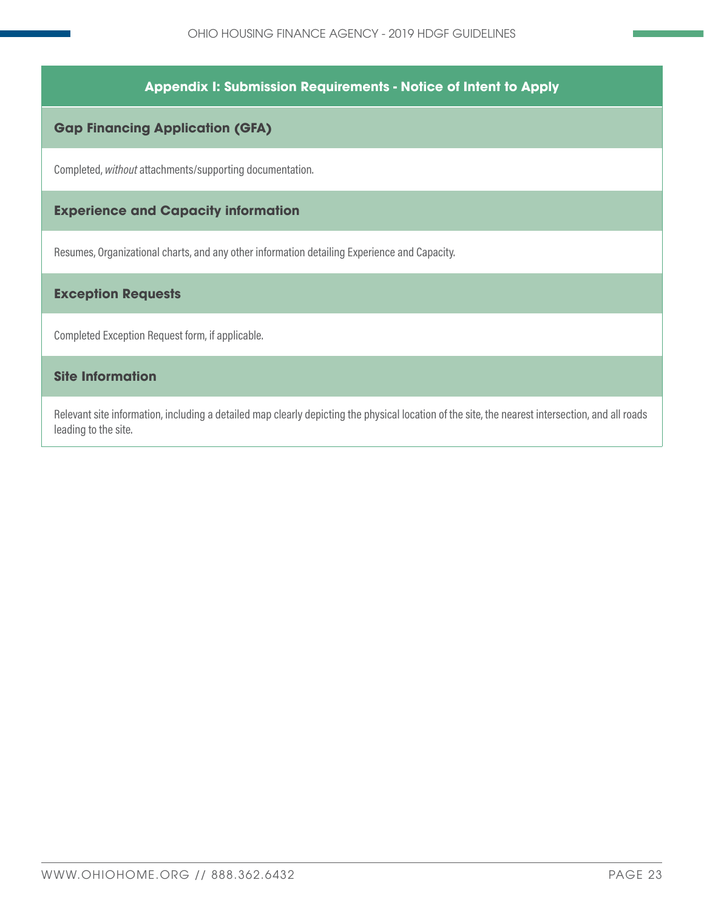## Appendix I: Submission Requirements - Notice of Intent to Apply

### Gap Financing Application (GFA)

Completed, *without* attachments/supporting documentation.

### Experience and Capacity information

Resumes, Organizational charts, and any other information detailing Experience and Capacity.

### Exception Requests

Completed Exception Request form, if applicable.

### Site Information

Relevant site information, including a detailed map clearly depicting the physical location of the site, the nearest intersection, and all roads leading to the site.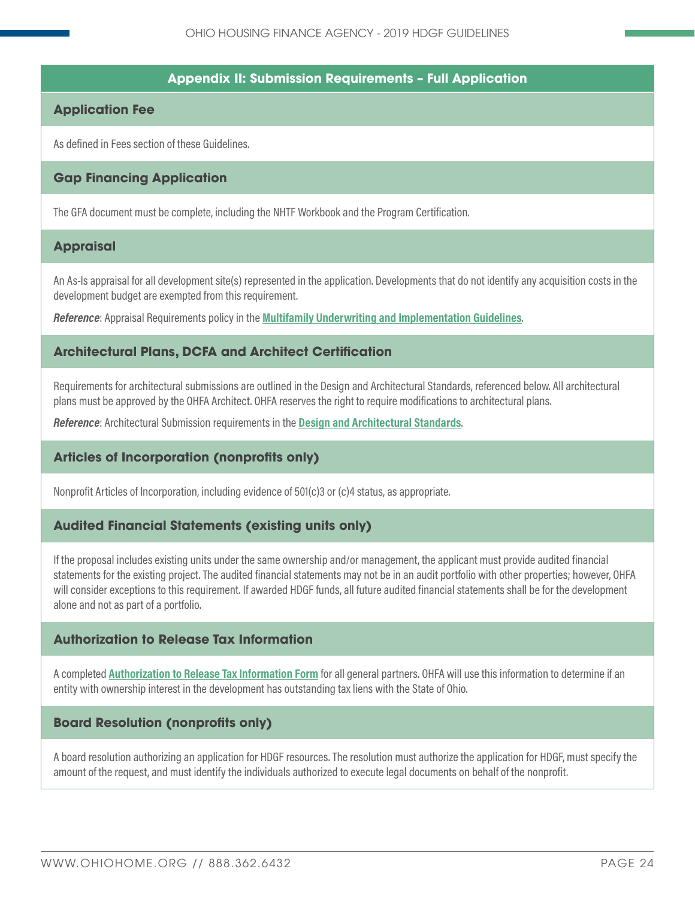## Appendix II: Submission Requirements – Full Application

### Application Fee

As defined in Fees section of these Guidelines.

### Gap Financing Application

The GFA document must be complete, including the NHTF Workbook and the Program Certification.

### Appraisal

An As-Is appraisal for all development site(s) represented in the application. Developments that do not identify any acquisition costs in the development budget are exempted from this requirement.

***Reference***: Appraisal Requirements policy in the **Multifamily Underwriting and Implementation Guidelines**.

### Architectural Plans, DCFA and Architect Certification

Requirements for architectural submissions are outlined in the Design and Architectural Standards, referenced below. All architectural plans must be approved by the OHFA Architect. OHFA reserves the right to require modifications to architectural plans.

***Reference***: Architectural Submission requirements in the **Design and Architectural Standards**.

### Articles of Incorporation (nonprofits only)

Nonprofit Articles of Incorporation, including evidence of 501(c)3 or (c)4 status, as appropriate.

### Audited Financial Statements (existing units only)

If the proposal includes existing units under the same ownership and/or management, the applicant must provide audited financial statements for the existing project. The audited financial statements may not be in an audit portfolio with other properties; however, OHFA will consider exceptions to this requirement. If awarded HDGF funds, all future audited financial statements shall be for the development alone and not as part of a portfolio.

### Authorization to Release Tax Information

A completed **Authorization to Release Tax Information Form** for all general partners. OHFA will use this information to determine if an entity with ownership interest in the development has outstanding tax liens with the State of Ohio.

### Board Resolution (nonprofits only)

A board resolution authorizing an application for HDGF resources. The resolution must authorize the application for HDGF, must specify the amount of the request, and must identify the individuals authorized to execute legal documents on behalf of the nonprofit.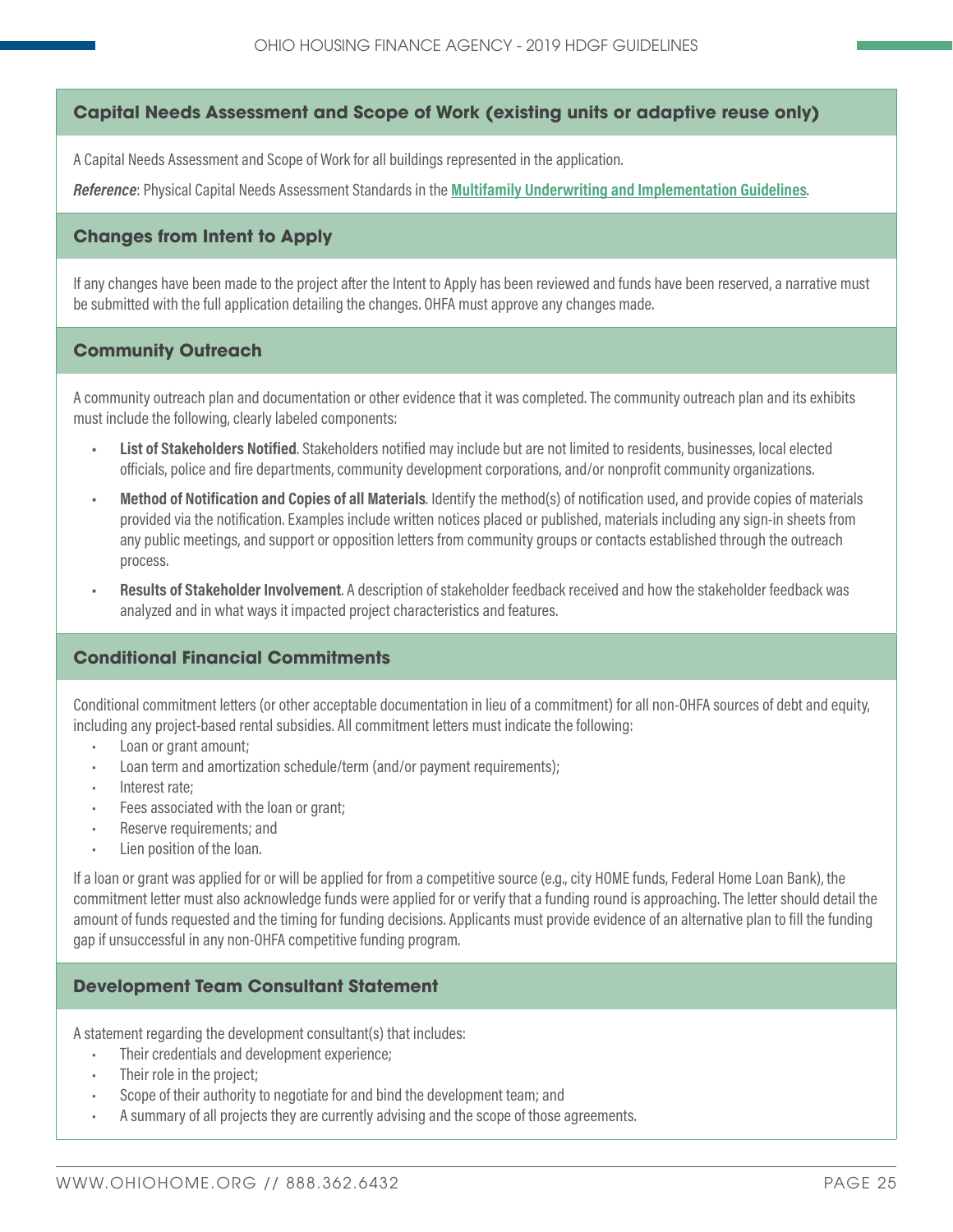### Capital Needs Assessment and Scope of Work (existing units or adaptive reuse only)

A Capital Needs Assessment and Scope of Work for all buildings represented in the application.

***Reference***: Physical Capital Needs Assessment Standards in the **Multifamily Underwriting and Implementation Guidelines**.

### Changes from Intent to Apply

If any changes have been made to the project after the Intent to Apply has been reviewed and funds have been reserved, a narrative must be submitted with the full application detailing the changes. OHFA must approve any changes made.

### Community Outreach

A community outreach plan and documentation or other evidence that it was completed. The community outreach plan and its exhibits must include the following, clearly labeled components:

- **List of Stakeholders Notified**. Stakeholders notified may include but are not limited to residents, businesses, local elected officials, police and fire departments, community development corporations, and/or nonprofit community organizations.
- **Method of Notification and Copies of all Materials**. Identify the method(s) of notification used, and provide copies of materials provided via the notification. Examples include written notices placed or published, materials including any sign-in sheets from any public meetings, and support or opposition letters from community groups or contacts established through the outreach process.
- **Results of Stakeholder Involvement**. A description of stakeholder feedback received and how the stakeholder feedback was analyzed and in what ways it impacted project characteristics and features.

### Conditional Financial Commitments

Conditional commitment letters (or other acceptable documentation in lieu of a commitment) for all non-OHFA sources of debt and equity, including any project-based rental subsidies. All commitment letters must indicate the following:

- Loan or grant amount;
- Loan term and amortization schedule/term (and/or payment requirements);
- Interest rate;
- Fees associated with the loan or grant;
- Reserve requirements; and
- Lien position of the loan.

If a loan or grant was applied for or will be applied for from a competitive source (e.g., city HOME funds, Federal Home Loan Bank), the commitment letter must also acknowledge funds were applied for or verify that a funding round is approaching. The letter should detail the amount of funds requested and the timing for funding decisions. Applicants must provide evidence of an alternative plan to fill the funding gap if unsuccessful in any non-OHFA competitive funding program.

### Development Team Consultant Statement

A statement regarding the development consultant(s) that includes:

- Their credentials and development experience;
- Their role in the project;
- Scope of their authority to negotiate for and bind the development team; and
- A summary of all projects they are currently advising and the scope of those agreements.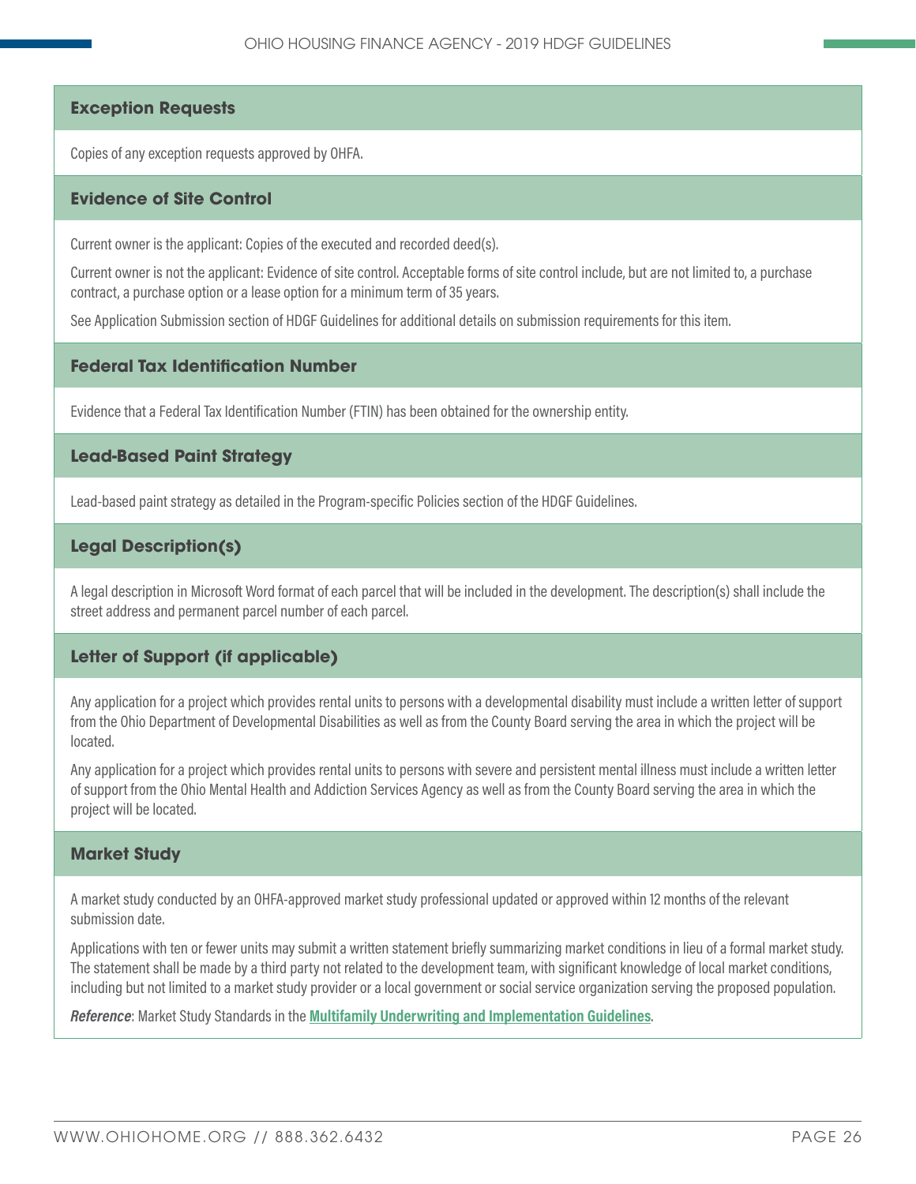### Exception Requests

Copies of any exception requests approved by OHFA.

### Evidence of Site Control

Current owner is the applicant: Copies of the executed and recorded deed(s).

Current owner is not the applicant: Evidence of site control. Acceptable forms of site control include, but are not limited to, a purchase contract, a purchase option or a lease option for a minimum term of 35 years.

See Application Submission section of HDGF Guidelines for additional details on submission requirements for this item.

### Federal Tax Identification Number

Evidence that a Federal Tax Identification Number (FTIN) has been obtained for the ownership entity.

### Lead-Based Paint Strategy

Lead-based paint strategy as detailed in the Program-specific Policies section of the HDGF Guidelines.

### Legal Description(s)

A legal description in Microsoft Word format of each parcel that will be included in the development. The description(s) shall include the street address and permanent parcel number of each parcel.

### Letter of Support (if applicable)

Any application for a project which provides rental units to persons with a developmental disability must include a written letter of support from the Ohio Department of Developmental Disabilities as well as from the County Board serving the area in which the project will be located.

Any application for a project which provides rental units to persons with severe and persistent mental illness must include a written letter of support from the Ohio Mental Health and Addiction Services Agency as well as from the County Board serving the area in which the project will be located.

### Market Study

A market study conducted by an OHFA-approved market study professional updated or approved within 12 months of the relevant submission date.

Applications with ten or fewer units may submit a written statement briefly summarizing market conditions in lieu of a formal market study. The statement shall be made by a third party not related to the development team, with significant knowledge of local market conditions, including but not limited to a market study provider or a local government or social service organization serving the proposed population.

***Reference***: Market Study Standards in the **Multifamily Underwriting and Implementation Guidelines**.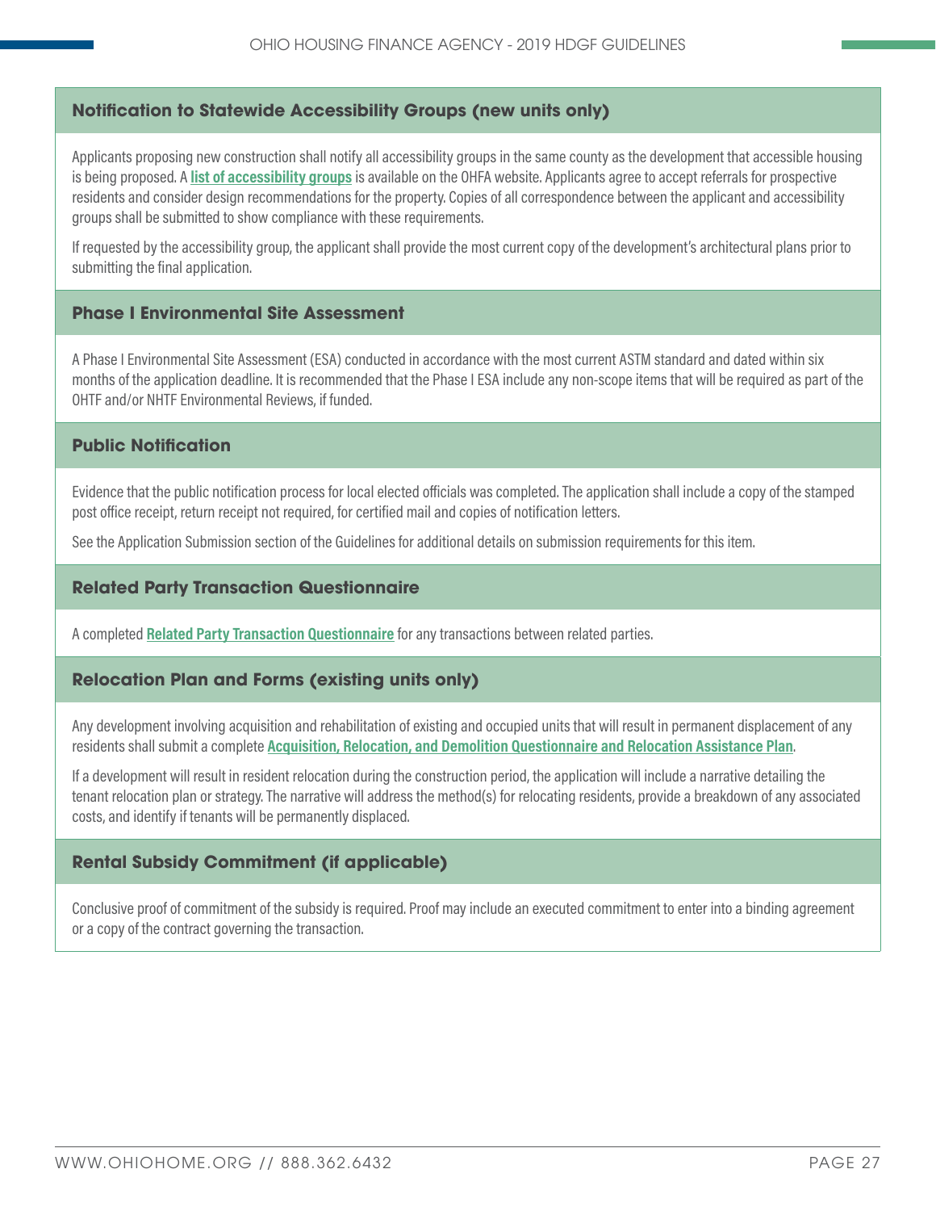### Notification to Statewide Accessibility Groups (new units only)

Applicants proposing new construction shall notify all accessibility groups in the same county as the development that accessible housing is being proposed. A **list of accessibility groups** is available on the OHFA website. Applicants agree to accept referrals for prospective residents and consider design recommendations for the property. Copies of all correspondence between the applicant and accessibility groups shall be submitted to show compliance with these requirements.

If requested by the accessibility group, the applicant shall provide the most current copy of the development's architectural plans prior to submitting the final application.

### Phase I Environmental Site Assessment

A Phase I Environmental Site Assessment (ESA) conducted in accordance with the most current ASTM standard and dated within six months of the application deadline. It is recommended that the Phase I ESA include any non-scope items that will be required as part of the OHTF and/or NHTF Environmental Reviews, if funded.

### Public Notification

Evidence that the public notification process for local elected officials was completed. The application shall include a copy of the stamped post office receipt, return receipt not required, for certified mail and copies of notification letters.

See the Application Submission section of the Guidelines for additional details on submission requirements for this item.

### Related Party Transaction Questionnaire

A completed **Related Party Transaction Questionnaire** for any transactions between related parties.

### Relocation Plan and Forms (existing units only)

Any development involving acquisition and rehabilitation of existing and occupied units that will result in permanent displacement of any residents shall submit a complete **Acquisition, Relocation, and Demolition Questionnaire and Relocation Assistance Plan**.

If a development will result in resident relocation during the construction period, the application will include a narrative detailing the tenant relocation plan or strategy. The narrative will address the method(s) for relocating residents, provide a breakdown of any associated costs, and identify if tenants will be permanently displaced.

### Rental Subsidy Commitment (if applicable)

Conclusive proof of commitment of the subsidy is required. Proof may include an executed commitment to enter into a binding agreement or a copy of the contract governing the transaction.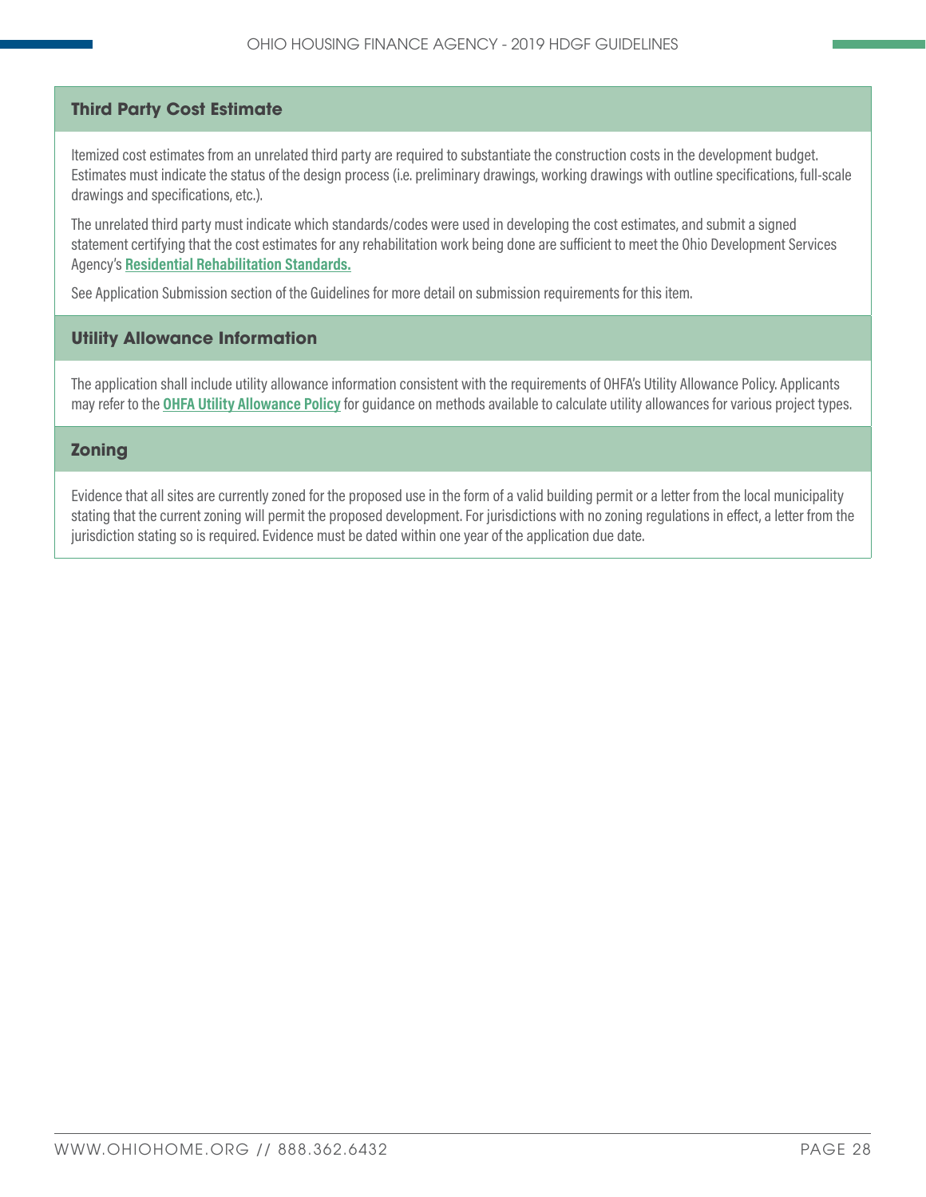### Third Party Cost Estimate

Itemized cost estimates from an unrelated third party are required to substantiate the construction costs in the development budget. Estimates must indicate the status of the design process (i.e. preliminary drawings, working drawings with outline specifications, full-scale drawings and specifications, etc.).

The unrelated third party must indicate which standards/codes were used in developing the cost estimates, and submit a signed statement certifying that the cost estimates for any rehabilitation work being done are sufficient to meet the Ohio Development Services Agency's **Residential Rehabilitation Standards.**

See Application Submission section of the Guidelines for more detail on submission requirements for this item.

### Utility Allowance Information

The application shall include utility allowance information consistent with the requirements of OHFA's Utility Allowance Policy. Applicants may refer to the **OHFA Utility Allowance Policy** for guidance on methods available to calculate utility allowances for various project types.

### Zoning

Evidence that all sites are currently zoned for the proposed use in the form of a valid building permit or a letter from the local municipality stating that the current zoning will permit the proposed development. For jurisdictions with no zoning regulations in effect, a letter from the jurisdiction stating so is required. Evidence must be dated within one year of the application due date.